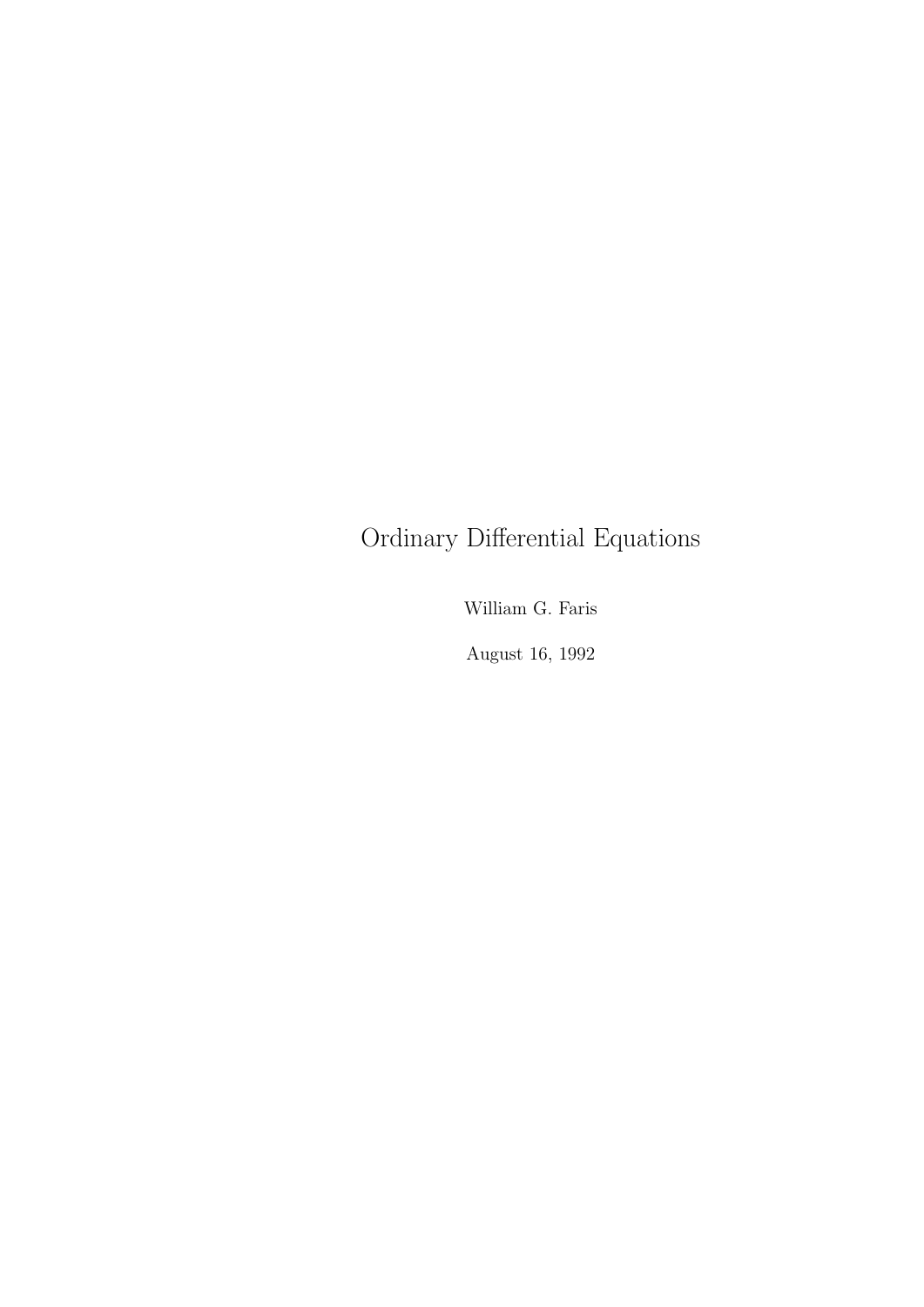# Ordinary Differential Equations

William G. Faris

August 16, 1992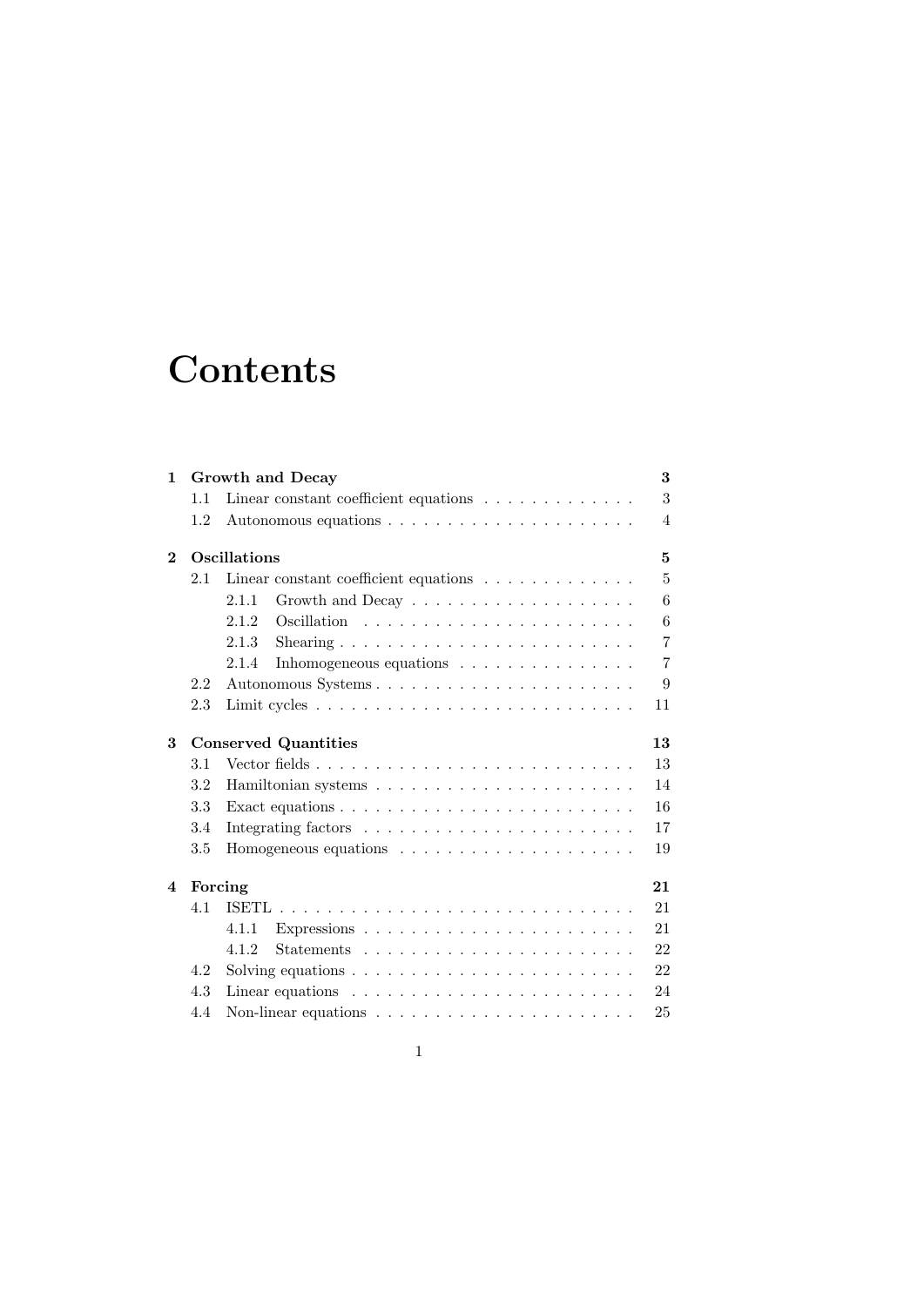# Contents

- **1 Growth and Decay** — **3**
  - 1.1 Linear constant coefficient equations — 3
  - 1.2 Autonomous equations — 4
- **2 Oscillations** — **5**
  - 2.1 Linear constant coefficient equations — 5
    - 2.1.1 Growth and Decay — 6
    - 2.1.2 Oscillation — 6
    - 2.1.3 Shearing — 7
    - 2.1.4 Inhomogeneous equations — 7
  - 2.2 Autonomous Systems — 9
  - 2.3 Limit cycles — 11
- **3 Conserved Quantities** — **13**
  - 3.1 Vector fields — 13
  - 3.2 Hamiltonian systems — 14
  - 3.3 Exact equations — 16
  - 3.4 Integrating factors — 17
  - 3.5 Homogeneous equations — 19
- **4 Forcing** — **21**
  - 4.1 ISETL — 21
    - 4.1.1 Expressions — 21
    - 4.1.2 Statements — 22
  - 4.2 Solving equations — 22
  - 4.3 Linear equations — 24
  - 4.4 Non-linear equations — 25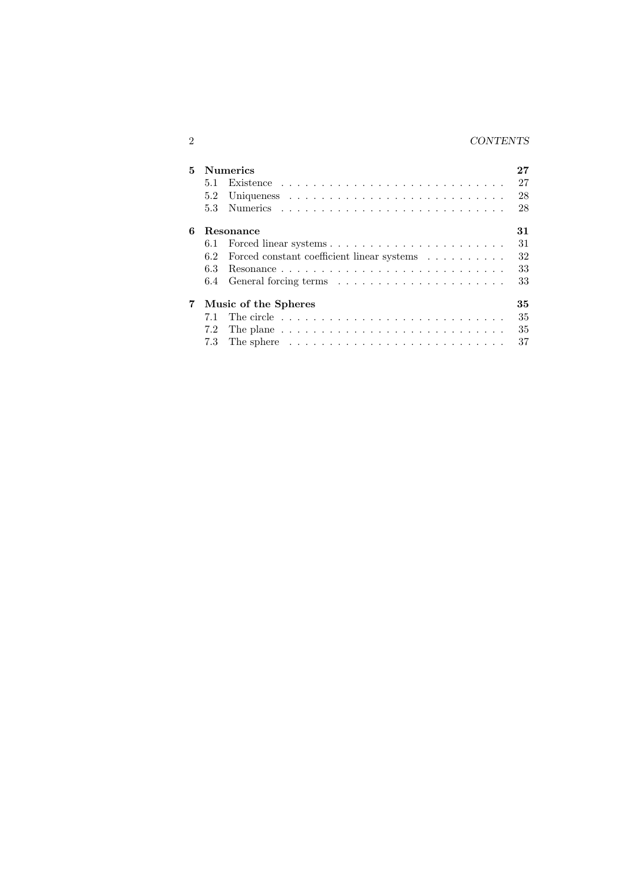**5 Numerics** — 27
- 5.1 Existence — 27
- 5.2 Uniqueness — 28
- 5.3 Numerics — 28

**6 Resonance** — 31
- 6.1 Forced linear systems — 31
- 6.2 Forced constant coefficient linear systems — 32
- 6.3 Resonance — 33
- 6.4 General forcing terms — 33

**7 Music of the Spheres** — 35
- 7.1 The circle — 35
- 7.2 The plane — 35
- 7.3 The sphere — 37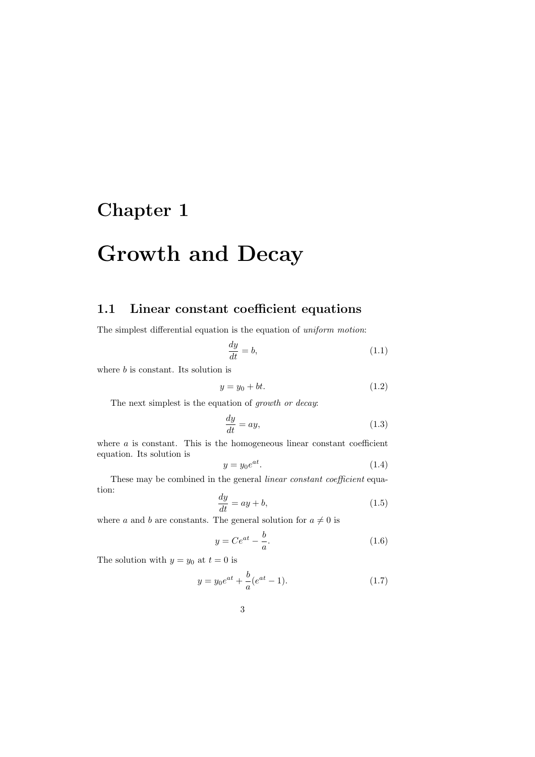# Chapter 1

# Growth and Decay

## 1.1 Linear constant coefficient equations

The simplest differential equation is the equation of *uniform motion*:

$$\frac{dy}{dt} = b, \tag{1.1}$$

where $b$ is constant. Its solution is

$$y = y_0 + bt. \tag{1.2}$$

The next simplest is the equation of *growth or decay*:

$$\frac{dy}{dt} = ay, \tag{1.3}$$

where $a$ is constant. This is the homogeneous linear constant coefficient equation. Its solution is

$$y = y_0 e^{at}. \tag{1.4}$$

These may be combined in the general *linear constant coefficient* equation:

$$\frac{dy}{dt} = ay + b, \tag{1.5}$$

where $a$ and $b$ are constants. The general solution for $a \neq 0$ is

$$y = Ce^{at} - \frac{b}{a}. \tag{1.6}$$

The solution with $y = y_0$ at $t = 0$ is

$$y = y_0 e^{at} + \frac{b}{a}(e^{at} - 1). \tag{1.7}$$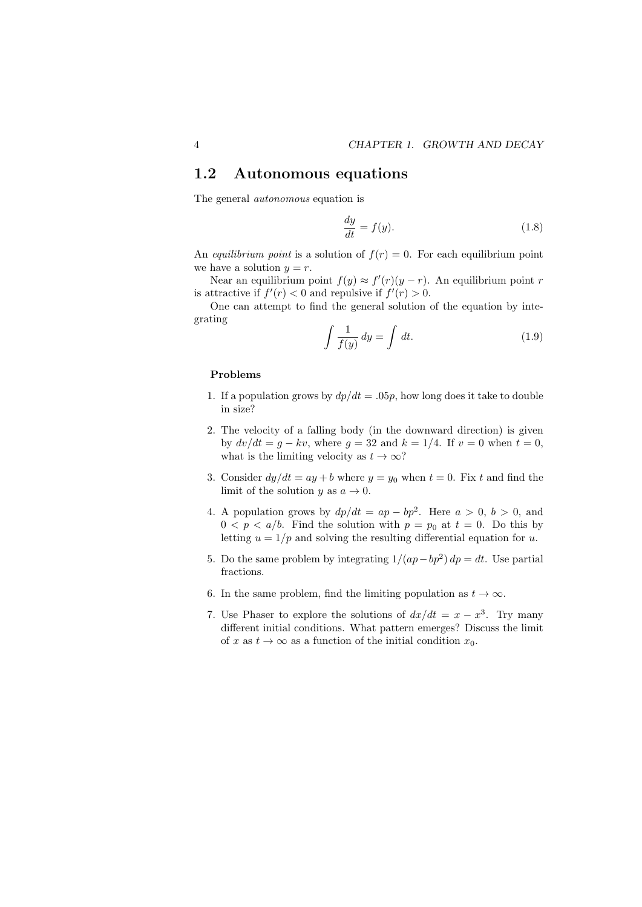## 1.2 Autonomous equations

The general *autonomous* equation is

$$\frac{dy}{dt} = f(y). \tag{1.8}$$

An *equilibrium point* is a solution of $f(r) = 0$. For each equilibrium point we have a solution $y = r$.

Near an equilibrium point $f(y) \approx f'(r)(y - r)$. An equilibrium point $r$ is attractive if $f'(r) < 0$ and repulsive if $f'(r) > 0$.

One can attempt to find the general solution of the equation by integrating

$$\int \frac{1}{f(y)}\, dy = \int dt. \tag{1.9}$$

**Problems**

1. If a population grows by $dp/dt = .05p$, how long does it take to double in size?

2. The velocity of a falling body (in the downward direction) is given by $dv/dt = g - kv$, where $g = 32$ and $k = 1/4$. If $v = 0$ when $t = 0$, what is the limiting velocity as $t \to \infty$?

3. Consider $dy/dt = ay + b$ where $y = y_0$ when $t = 0$. Fix $t$ and find the limit of the solution $y$ as $a \to 0$.

4. A population grows by $dp/dt = ap - bp^2$. Here $a > 0$, $b > 0$, and $0 < p < a/b$. Find the solution with $p = p_0$ at $t = 0$. Do this by letting $u = 1/p$ and solving the resulting differential equation for $u$.

5. Do the same problem by integrating $1/(ap - bp^2)\, dp = dt$. Use partial fractions.

6. In the same problem, find the limiting population as $t \to \infty$.

7. Use Phaser to explore the solutions of $dx/dt = x - x^3$. Try many different initial conditions. What pattern emerges? Discuss the limit of $x$ as $t \to \infty$ as a function of the initial condition $x_0$.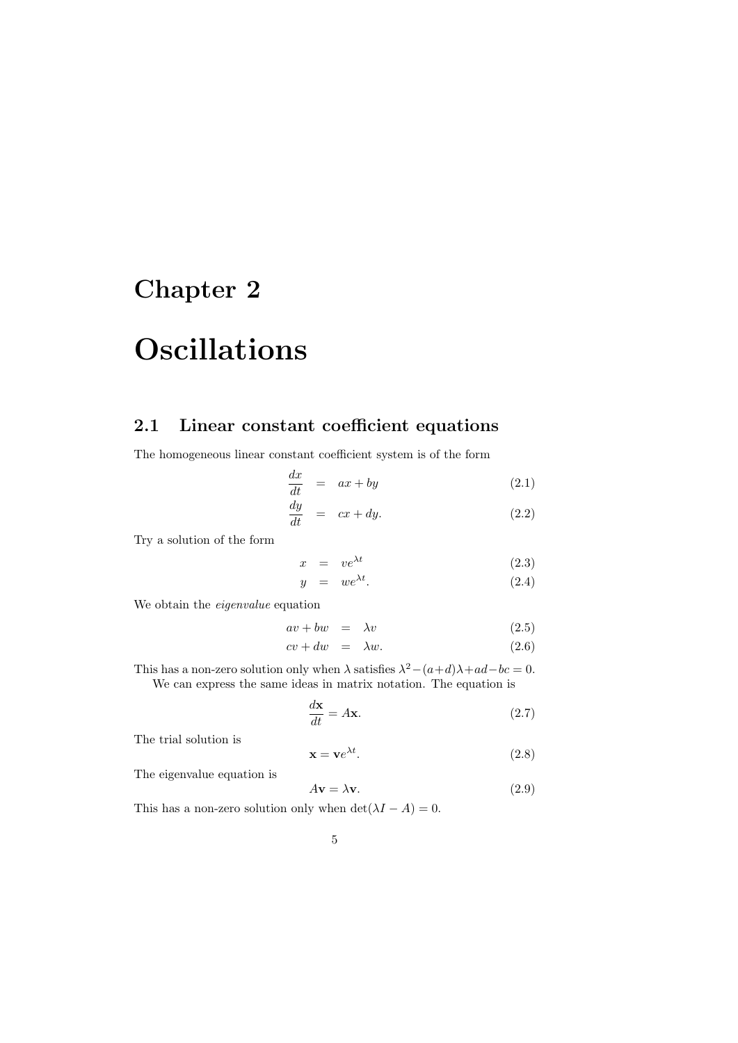# Chapter 2

# Oscillations

## 2.1 Linear constant coefficient equations

The homogeneous linear constant coefficient system is of the form

$$\frac{dx}{dt} = ax + by \tag{2.1}$$

$$\frac{dy}{dt} = cx + dy. \tag{2.2}$$

Try a solution of the form

$$x = ve^{\lambda t} \tag{2.3}$$

$$y = we^{\lambda t}. \tag{2.4}$$

We obtain the *eigenvalue* equation

$$av + bw = \lambda v \tag{2.5}$$

$$cv + dw = \lambda w. \tag{2.6}$$

This has a non-zero solution only when $\lambda$ satisfies $\lambda^2 - (a+d)\lambda + ad - bc = 0$.

We can express the same ideas in matrix notation. The equation is

$$\frac{d\mathbf{x}}{dt} = A\mathbf{x}. \tag{2.7}$$

The trial solution is

$$\mathbf{x} = \mathbf{v}e^{\lambda t}. \tag{2.8}$$

The eigenvalue equation is

$$A\mathbf{v} = \lambda\mathbf{v}. \tag{2.9}$$

This has a non-zero solution only when $\det(\lambda I - A) = 0$.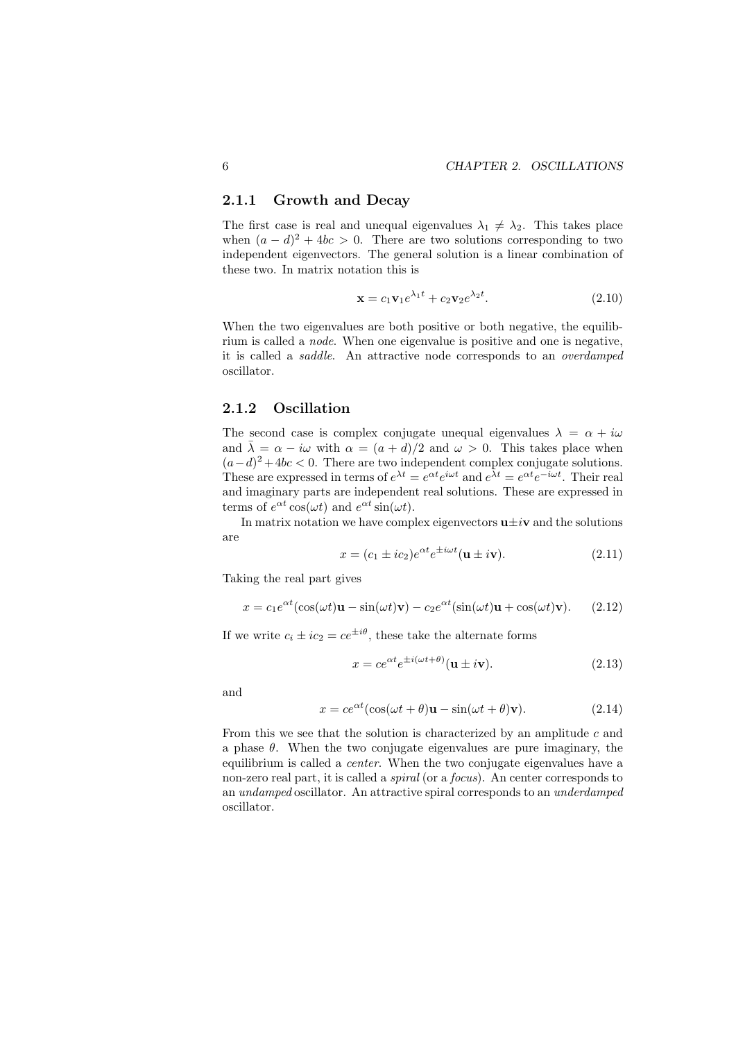### 2.1.1 Growth and Decay

The first case is real and unequal eigenvalues $\lambda_1 \neq \lambda_2$. This takes place when $(a-d)^2 + 4bc > 0$. There are two solutions corresponding to two independent eigenvectors. The general solution is a linear combination of these two. In matrix notation this is

$$\mathbf{x} = c_1 \mathbf{v}_1 e^{\lambda_1 t} + c_2 \mathbf{v}_2 e^{\lambda_2 t}. \tag{2.10}$$

When the two eigenvalues are both positive or both negative, the equilibrium is called a *node*. When one eigenvalue is positive and one is negative, it is called a *saddle*. An attractive node corresponds to an *overdamped* oscillator.

### 2.1.2 Oscillation

The second case is complex conjugate unequal eigenvalues $\lambda = \alpha + i\omega$ and $\bar{\lambda} = \alpha - i\omega$ with $\alpha = (a+d)/2$ and $\omega > 0$. This takes place when $(a-d)^2 + 4bc < 0$. There are two independent complex conjugate solutions. These are expressed in terms of $e^{\lambda t} = e^{\alpha t} e^{i\omega t}$ and $e^{\bar{\lambda} t} = e^{\alpha t} e^{-i\omega t}$. Their real and imaginary parts are independent real solutions. These are expressed in terms of $e^{\alpha t} \cos(\omega t)$ and $e^{\alpha t} \sin(\omega t)$.

In matrix notation we have complex eigenvectors $\mathbf{u} \pm i\mathbf{v}$ and the solutions are

$$x = (c_1 \pm i c_2) e^{\alpha t} e^{\pm i \omega t} (\mathbf{u} \pm i \mathbf{v}). \tag{2.11}$$

Taking the real part gives

$$x = c_1 e^{\alpha t} (\cos(\omega t) \mathbf{u} - \sin(\omega t) \mathbf{v}) - c_2 e^{\alpha t} (\sin(\omega t) \mathbf{u} + \cos(\omega t) \mathbf{v}). \tag{2.12}$$

If we write $c_i \pm i c_2 = c e^{\pm i\theta}$, these take the alternate forms

$$x = c e^{\alpha t} e^{\pm i(\omega t + \theta)} (\mathbf{u} \pm i \mathbf{v}). \tag{2.13}$$

and

$$x = c e^{\alpha t} (\cos(\omega t + \theta) \mathbf{u} - \sin(\omega t + \theta) \mathbf{v}). \tag{2.14}$$

From this we see that the solution is characterized by an amplitude $c$ and a phase $\theta$. When the two conjugate eigenvalues are pure imaginary, the equilibrium is called a *center*. When the two conjugate eigenvalues have a non-zero real part, it is called a *spiral* (or a *focus*). An center corresponds to an *undamped* oscillator. An attractive spiral corresponds to an *underdamped* oscillator.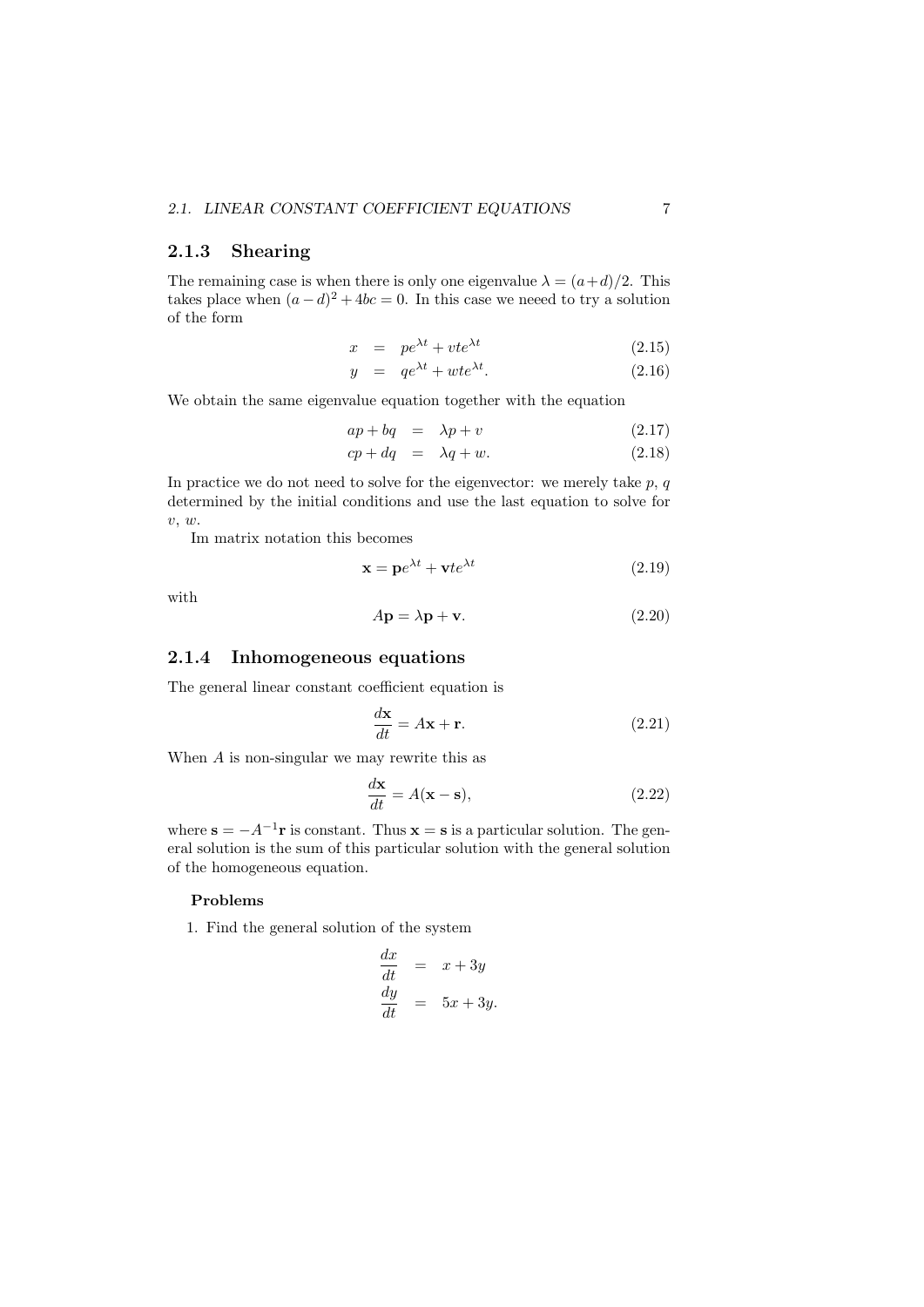### 2.1.3 Shearing

The remaining case is when there is only one eigenvalue $\lambda = (a+d)/2$. This takes place when $(a-d)^2 + 4bc = 0$. In this case we neeed to try a solution of the form

$$x = pe^{\lambda t} + vte^{\lambda t} \tag{2.15}$$

$$y = qe^{\lambda t} + wte^{\lambda t}. \tag{2.16}$$

We obtain the same eigenvalue equation together with the equation

$$ap + bq = \lambda p + v \tag{2.17}$$

$$cp + dq = \lambda q + w. \tag{2.18}$$

In practice we do not need to solve for the eigenvector: we merely take $p$, $q$ determined by the initial conditions and use the last equation to solve for $v$, $w$.

Im matrix notation this becomes

$$\mathbf{x} = \mathbf{p}e^{\lambda t} + \mathbf{v}te^{\lambda t} \tag{2.19}$$

with

$$A\mathbf{p} = \lambda\mathbf{p} + \mathbf{v}. \tag{2.20}$$

### 2.1.4 Inhomogeneous equations

The general linear constant coefficient equation is

$$\frac{d\mathbf{x}}{dt} = A\mathbf{x} + \mathbf{r}. \tag{2.21}$$

When $A$ is non-singular we may rewrite this as

$$\frac{d\mathbf{x}}{dt} = A(\mathbf{x} - \mathbf{s}), \tag{2.22}$$

where $\mathbf{s} = -A^{-1}\mathbf{r}$ is constant. Thus $\mathbf{x} = \mathbf{s}$ is a particular solution. The general solution is the sum of this particular solution with the general solution of the homogeneous equation.

**Problems**

1. Find the general solution of the system

$$\frac{dx}{dt} = x + 3y$$

$$\frac{dy}{dt} = 5x + 3y.$$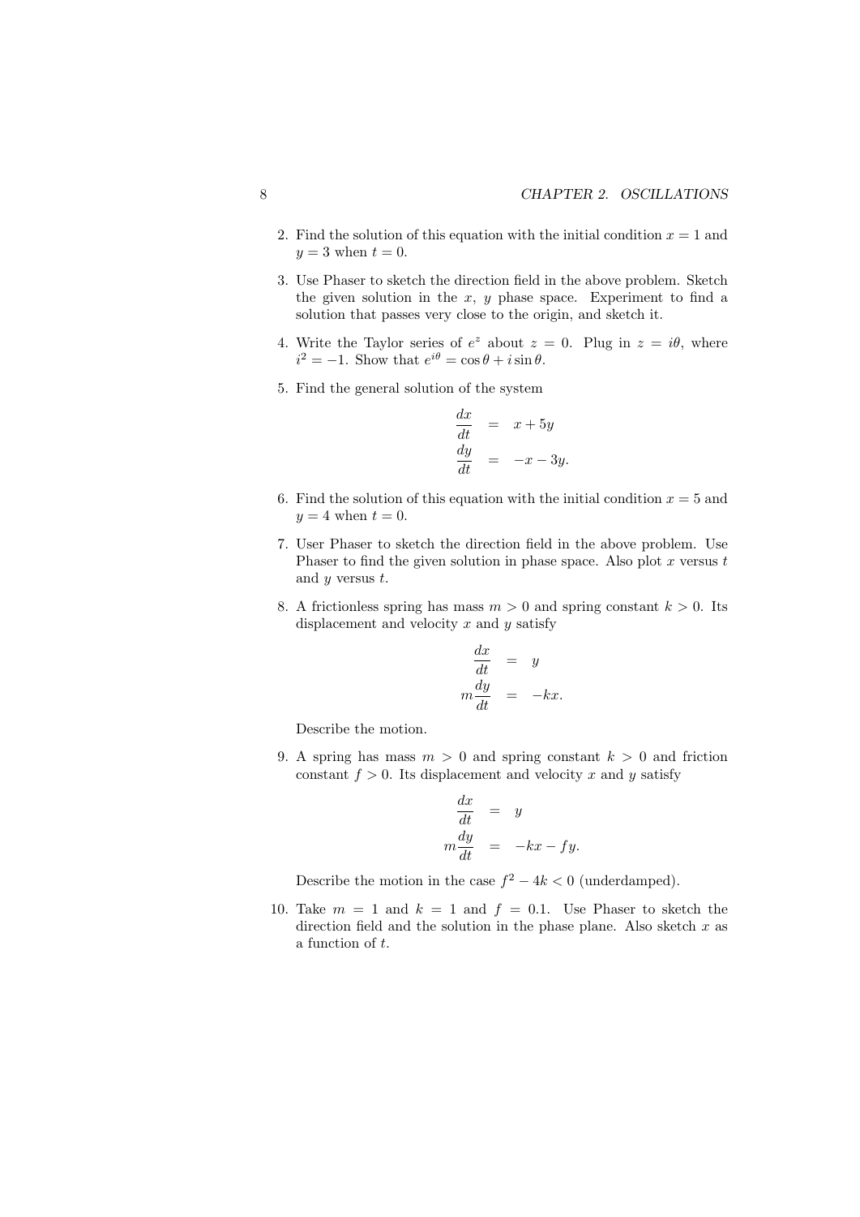2. Find the solution of this equation with the initial condition $x = 1$ and $y = 3$ when $t = 0$.

3. Use Phaser to sketch the direction field in the above problem. Sketch the given solution in the $x$, $y$ phase space. Experiment to find a solution that passes very close to the origin, and sketch it.

4. Write the Taylor series of $e^z$ about $z = 0$. Plug in $z = i\theta$, where $i^2 = -1$. Show that $e^{i\theta} = \cos\theta + i\sin\theta$.

5. Find the general solution of the system

$$
\begin{aligned}
\frac{dx}{dt} &= x + 5y \\
\frac{dy}{dt} &= -x - 3y.
\end{aligned}
$$

6. Find the solution of this equation with the initial condition $x = 5$ and $y = 4$ when $t = 0$.

7. User Phaser to sketch the direction field in the above problem. Use Phaser to find the given solution in phase space. Also plot $x$ versus $t$ and $y$ versus $t$.

8. A frictionless spring has mass $m > 0$ and spring constant $k > 0$. Its displacement and velocity $x$ and $y$ satisfy

$$
\begin{aligned}
\frac{dx}{dt} &= y \\
m\frac{dy}{dt} &= -kx.
\end{aligned}
$$

Describe the motion.

9. A spring has mass $m > 0$ and spring constant $k > 0$ and friction constant $f > 0$. Its displacement and velocity $x$ and $y$ satisfy

$$
\begin{aligned}
\frac{dx}{dt} &= y \\
m\frac{dy}{dt} &= -kx - fy.
\end{aligned}
$$

Describe the motion in the case $f^2 - 4k < 0$ (underdamped).

10. Take $m = 1$ and $k = 1$ and $f = 0.1$. Use Phaser to sketch the direction field and the solution in the phase plane. Also sketch $x$ as a function of $t$.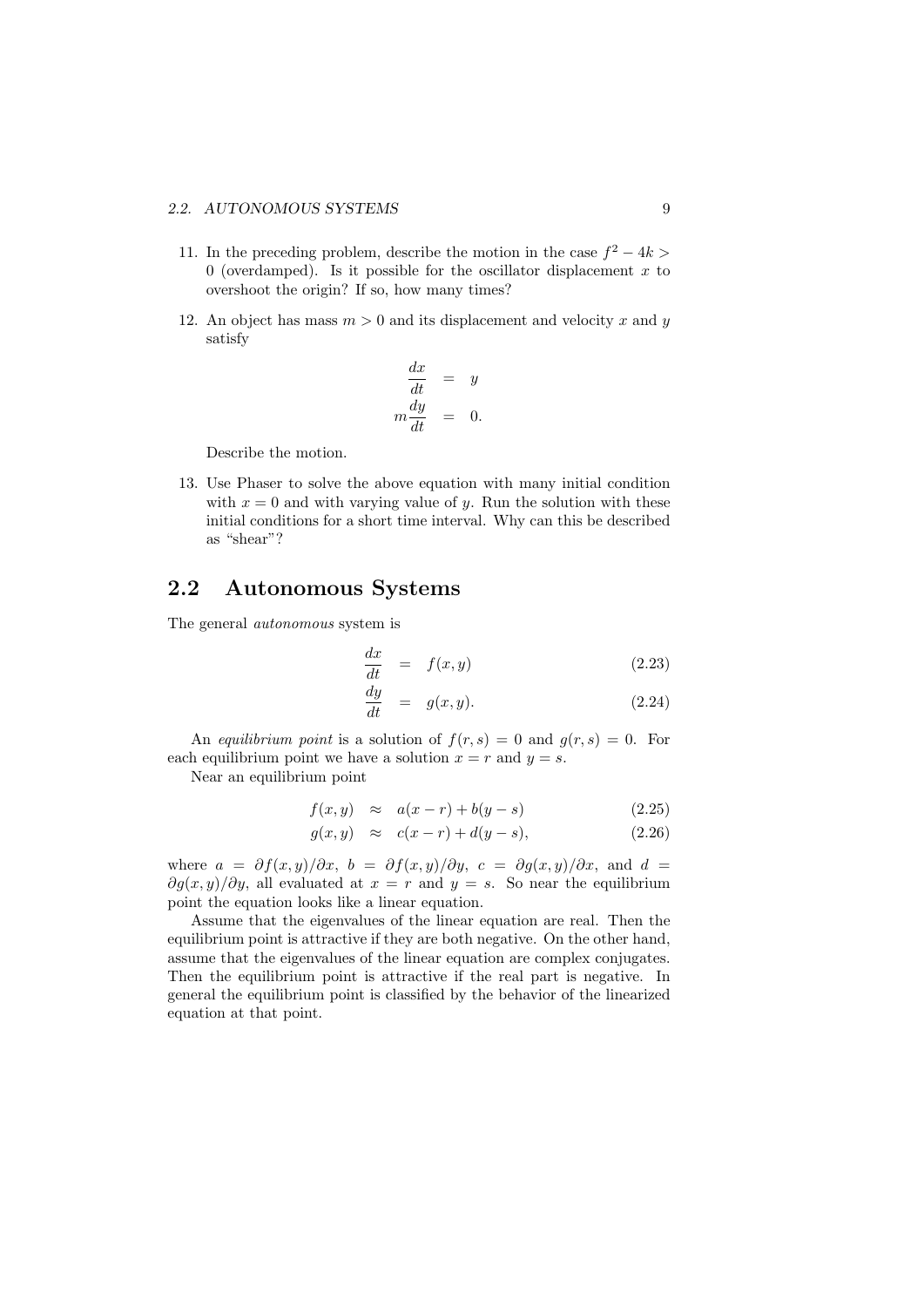11. In the preceding problem, describe the motion in the case $f^2 - 4k > 0$ (overdamped). Is it possible for the oscillator displacement $x$ to overshoot the origin? If so, how many times?

12. An object has mass $m > 0$ and its displacement and velocity $x$ and $y$ satisfy

$$
\begin{aligned}
\frac{dx}{dt} &= y \\
m\frac{dy}{dt} &= 0.
\end{aligned}
$$

   Describe the motion.

13. Use Phaser to solve the above equation with many initial condition with $x = 0$ and with varying value of $y$. Run the solution with these initial conditions for a short time interval. Why can this be described as "shear"?

## 2.2 Autonomous Systems

The general *autonomous* system is

$$
\frac{dx}{dt} = f(x, y) \tag{2.23}
$$

$$
\frac{dy}{dt} = g(x, y). \tag{2.24}
$$

An *equilibrium point* is a solution of $f(r, s) = 0$ and $g(r, s) = 0$. For each equilibrium point we have a solution $x = r$ and $y = s$.

Near an equilibrium point

$$
f(x, y) \approx a(x - r) + b(y - s) \tag{2.25}
$$

$$
g(x, y) \approx c(x - r) + d(y - s), \tag{2.26}
$$

where $a = \partial f(x, y)/\partial x$, $b = \partial f(x, y)/\partial y$, $c = \partial g(x, y)/\partial x$, and $d = \partial g(x, y)/\partial y$, all evaluated at $x = r$ and $y = s$. So near the equilibrium point the equation looks like a linear equation.

Assume that the eigenvalues of the linear equation are real. Then the equilibrium point is attractive if they are both negative. On the other hand, assume that the eigenvalues of the linear equation are complex conjugates. Then the equilibrium point is attractive if the real part is negative. In general the equilibrium point is classified by the behavior of the linearized equation at that point.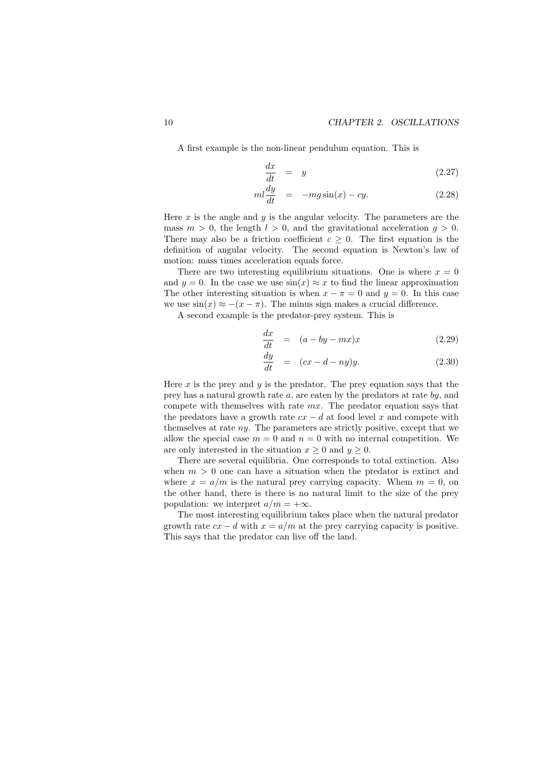A first example is the non-linear pendulum equation. This is

$$\frac{dx}{dt} = y \tag{2.27}$$

$$ml\frac{dy}{dt} = -mg\sin(x) - cy. \tag{2.28}$$

Here $x$ is the angle and $y$ is the angular velocity. The parameters are the mass $m > 0$, the length $l > 0$, and the gravitational acceleration $g > 0$. There may also be a friction coefficient $c \geq 0$. The first equation is the definition of angular velocity. The second equation is Newton's law of motion: mass times acceleration equals force.

There are two interesting equilibrium situations. One is where $x = 0$ and $y = 0$. In the case we use $\sin(x) \approx x$ to find the linear approximation The other interesting situation is when $x - \pi = 0$ and $y = 0$. In this case we use $\sin(x) \approx -(x - \pi)$. The minus sign makes a crucial difference.

A second example is the predator-prey system. This is

$$\frac{dx}{dt} = (a - by - mx)x \tag{2.29}$$

$$\frac{dy}{dt} = (cx - d - ny)y. \tag{2.30}$$

Here $x$ is the prey and $y$ is the predator. The prey equation says that the prey has a natural growth rate $a$, are eaten by the predators at rate $by$, and compete with themselves with rate $mx$. The predator equation says that the predators have a growth rate $cx - d$ at food level $x$ and compete with themselves at rate $ny$. The parameters are strictly positive, except that we allow the special case $m = 0$ and $n = 0$ with no internal competition. We are only interested in the situation $x \geq 0$ and $y \geq 0$.

There are several equilibria. One corresponds to total extinction. Also when $m > 0$ one can have a situation when the predator is extinct and where $x = a/m$ is the natural prey carrying capacity. Whem $m = 0$, on the other hand, there is there is no natural limit to the size of the prey population: we interpret $a/m = +\infty$.

The most interesting equilibrium takes place when the natural predator growth rate $cx - d$ with $x = a/m$ at the prey carrying capacity is positive. This says that the predator can live off the land.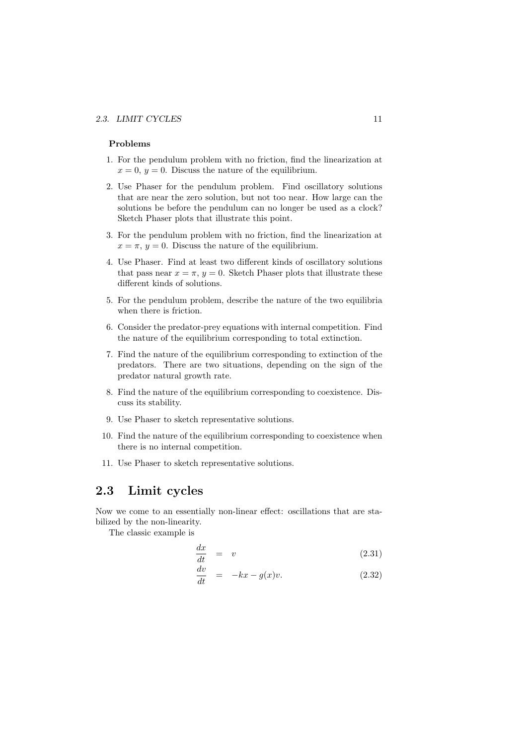**Problems**

1. For the pendulum problem with no friction, find the linearization at $x = 0$, $y = 0$. Discuss the nature of the equilibrium.
2. Use Phaser for the pendulum problem. Find oscillatory solutions that are near the zero solution, but not too near. How large can the solutions be before the pendulum can no longer be used as a clock? Sketch Phaser plots that illustrate this point.
3. For the pendulum problem with no friction, find the linearization at $x = \pi$, $y = 0$. Discuss the nature of the equilibrium.
4. Use Phaser. Find at least two different kinds of oscillatory solutions that pass near $x = \pi$, $y = 0$. Sketch Phaser plots that illustrate these different kinds of solutions.
5. For the pendulum problem, describe the nature of the two equilibria when there is friction.
6. Consider the predator-prey equations with internal competition. Find the nature of the equilibrium corresponding to total extinction.
7. Find the nature of the equilibrium corresponding to extinction of the predators. There are two situations, depending on the sign of the predator natural growth rate.
8. Find the nature of the equilibrium corresponding to coexistence. Discuss its stability.
9. Use Phaser to sketch representative solutions.
10. Find the nature of the equilibrium corresponding to coexistence when there is no internal competition.
11. Use Phaser to sketch representative solutions.

## 2.3 Limit cycles

Now we come to an essentially non-linear effect: oscillations that are stabilized by the non-linearity.

The classic example is

$$\frac{dx}{dt} = v \tag{2.31}$$

$$\frac{dv}{dt} = -kx - g(x)v. \tag{2.32}$$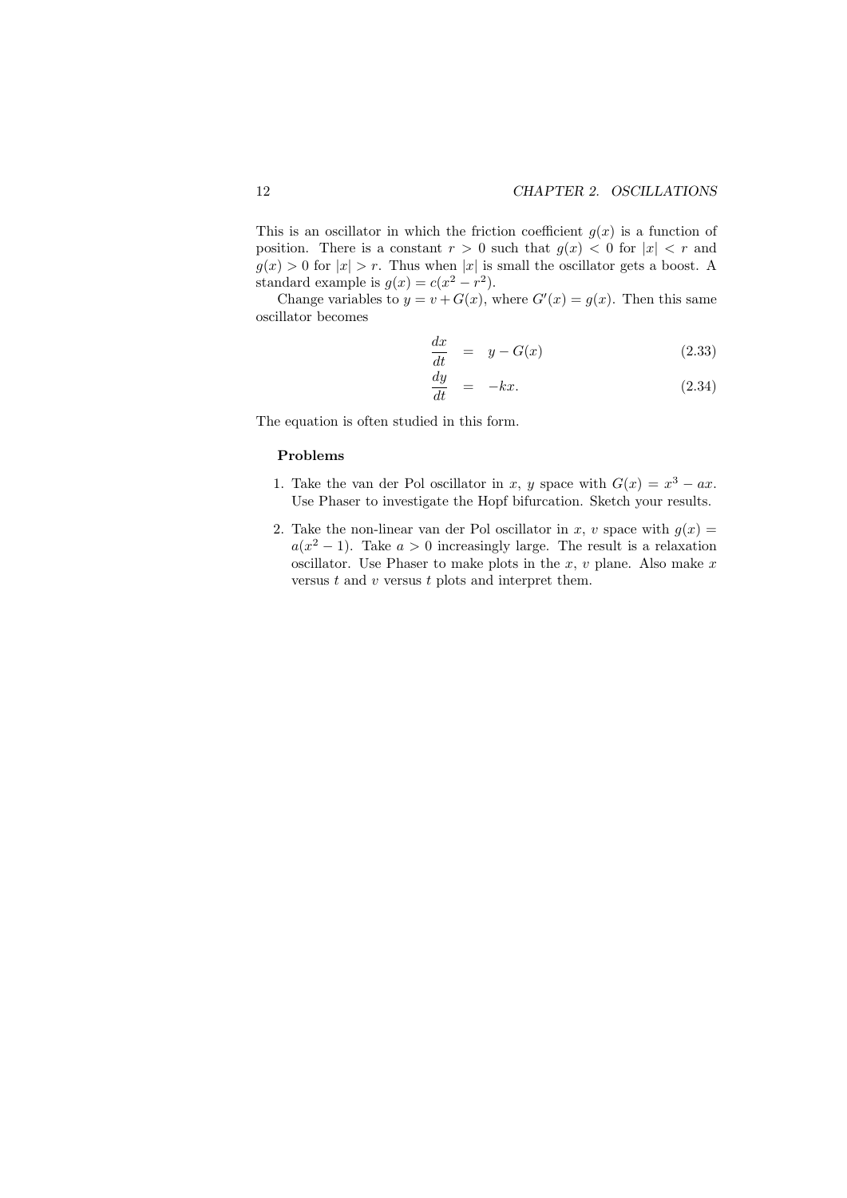This is an oscillator in which the friction coefficient $g(x)$ is a function of position. There is a constant $r > 0$ such that $g(x) < 0$ for $|x| < r$ and $g(x) > 0$ for $|x| > r$. Thus when $|x|$ is small the oscillator gets a boost. A standard example is $g(x) = c(x^2 - r^2)$.

Change variables to $y = v + G(x)$, where $G'(x) = g(x)$. Then this same oscillator becomes

$$\frac{dx}{dt} = y - G(x) \tag{2.33}$$

$$\frac{dy}{dt} = -kx. \tag{2.34}$$

The equation is often studied in this form.

### Problems

1. Take the van der Pol oscillator in $x$, $y$ space with $G(x) = x^3 - ax$. Use Phaser to investigate the Hopf bifurcation. Sketch your results.

2. Take the non-linear van der Pol oscillator in $x$, $v$ space with $g(x) = a(x^2 - 1)$. Take $a > 0$ increasingly large. The result is a relaxation oscillator. Use Phaser to make plots in the $x$, $v$ plane. Also make $x$ versus $t$ and $v$ versus $t$ plots and interpret them.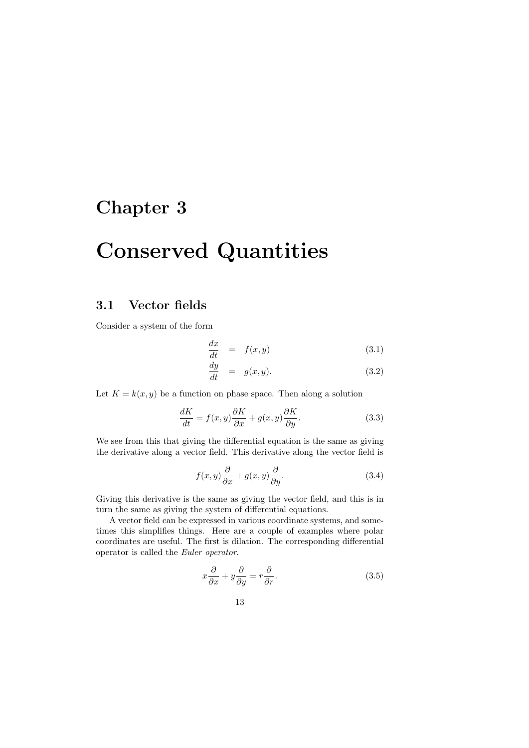# Chapter 3

# Conserved Quantities

## 3.1 Vector fields

Consider a system of the form

$$\frac{dx}{dt} = f(x, y) \tag{3.1}$$

$$\frac{dy}{dt} = g(x, y). \tag{3.2}$$

Let $K = k(x, y)$ be a function on phase space. Then along a solution

$$\frac{dK}{dt} = f(x, y)\frac{\partial K}{\partial x} + g(x, y)\frac{\partial K}{\partial y}. \tag{3.3}$$

We see from this that giving the differential equation is the same as giving the derivative along a vector field. This derivative along the vector field is

$$f(x, y)\frac{\partial}{\partial x} + g(x, y)\frac{\partial}{\partial y}. \tag{3.4}$$

Giving this derivative is the same as giving the vector field, and this is in turn the same as giving the system of differential equations.

A vector field can be expressed in various coordinate systems, and sometimes this simplifies things. Here are a couple of examples where polar coordinates are useful. The first is dilation. The corresponding differential operator is called the *Euler operator*.

$$x\frac{\partial}{\partial x} + y\frac{\partial}{\partial y} = r\frac{\partial}{\partial r}. \tag{3.5}$$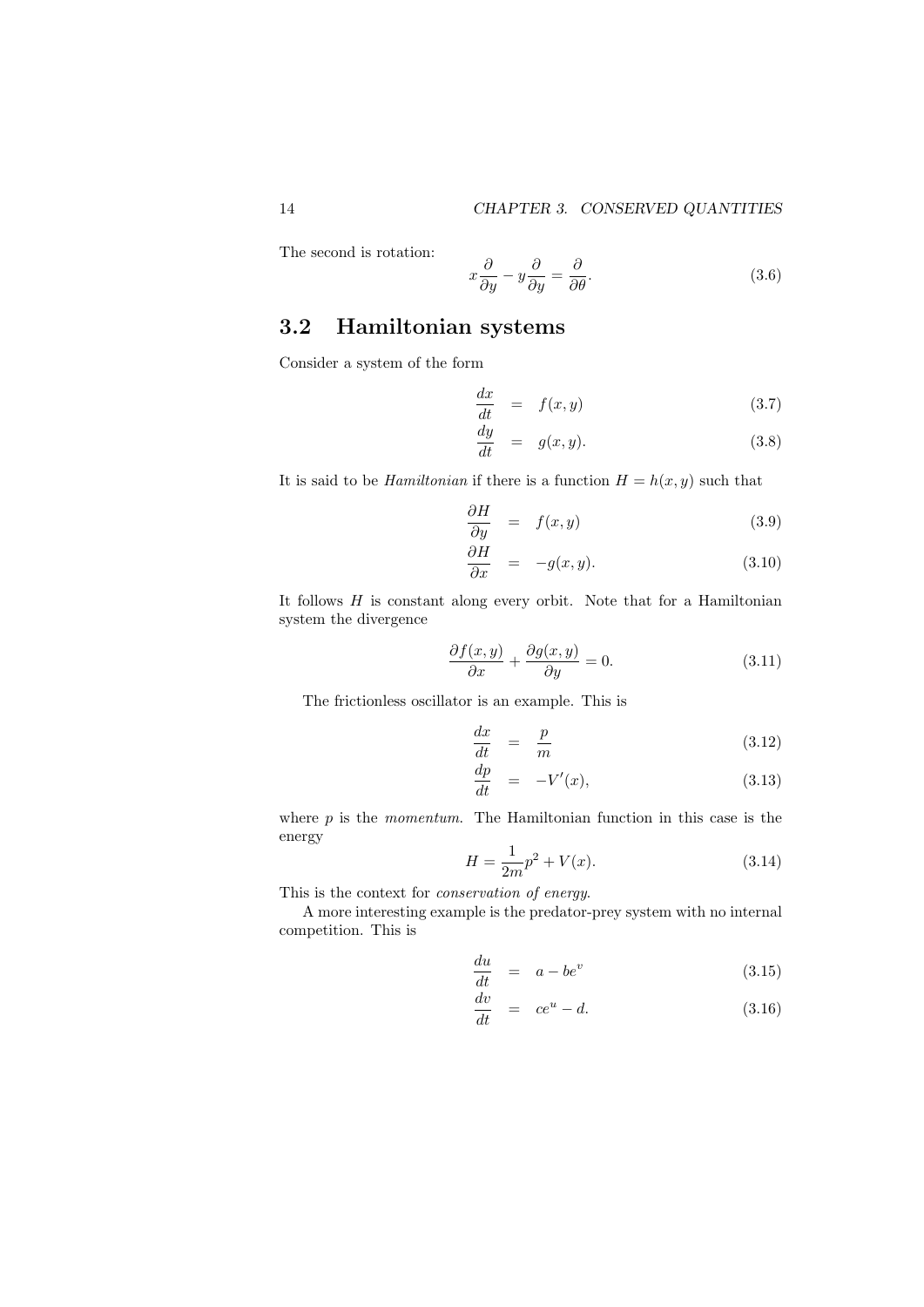The second is rotation:

$$x\frac{\partial}{\partial y} - y\frac{\partial}{\partial y} = \frac{\partial}{\partial \theta}. \tag{3.6}$$

## 3.2 Hamiltonian systems

Consider a system of the form

$$\frac{dx}{dt} = f(x, y) \tag{3.7}$$

$$\frac{dy}{dt} = g(x, y). \tag{3.8}$$

It is said to be *Hamiltonian* if there is a function $H = h(x, y)$ such that

$$\frac{\partial H}{\partial y} = f(x, y) \tag{3.9}$$

$$\frac{\partial H}{\partial x} = -g(x, y). \tag{3.10}$$

It follows $H$ is constant along every orbit. Note that for a Hamiltonian system the divergence

$$\frac{\partial f(x, y)}{\partial x} + \frac{\partial g(x, y)}{\partial y} = 0. \tag{3.11}$$

The frictionless oscillator is an example. This is

$$\frac{dx}{dt} = \frac{p}{m} \tag{3.12}$$

$$\frac{dp}{dt} = -V'(x), \tag{3.13}$$

where $p$ is the *momentum*. The Hamiltonian function in this case is the energy

$$H = \frac{1}{2m}p^2 + V(x). \tag{3.14}$$

This is the context for *conservation of energy*.

A more interesting example is the predator-prey system with no internal competition. This is

$$\frac{du}{dt} = a - be^v \tag{3.15}$$

$$\frac{dv}{dt} = ce^u - d. \tag{3.16}$$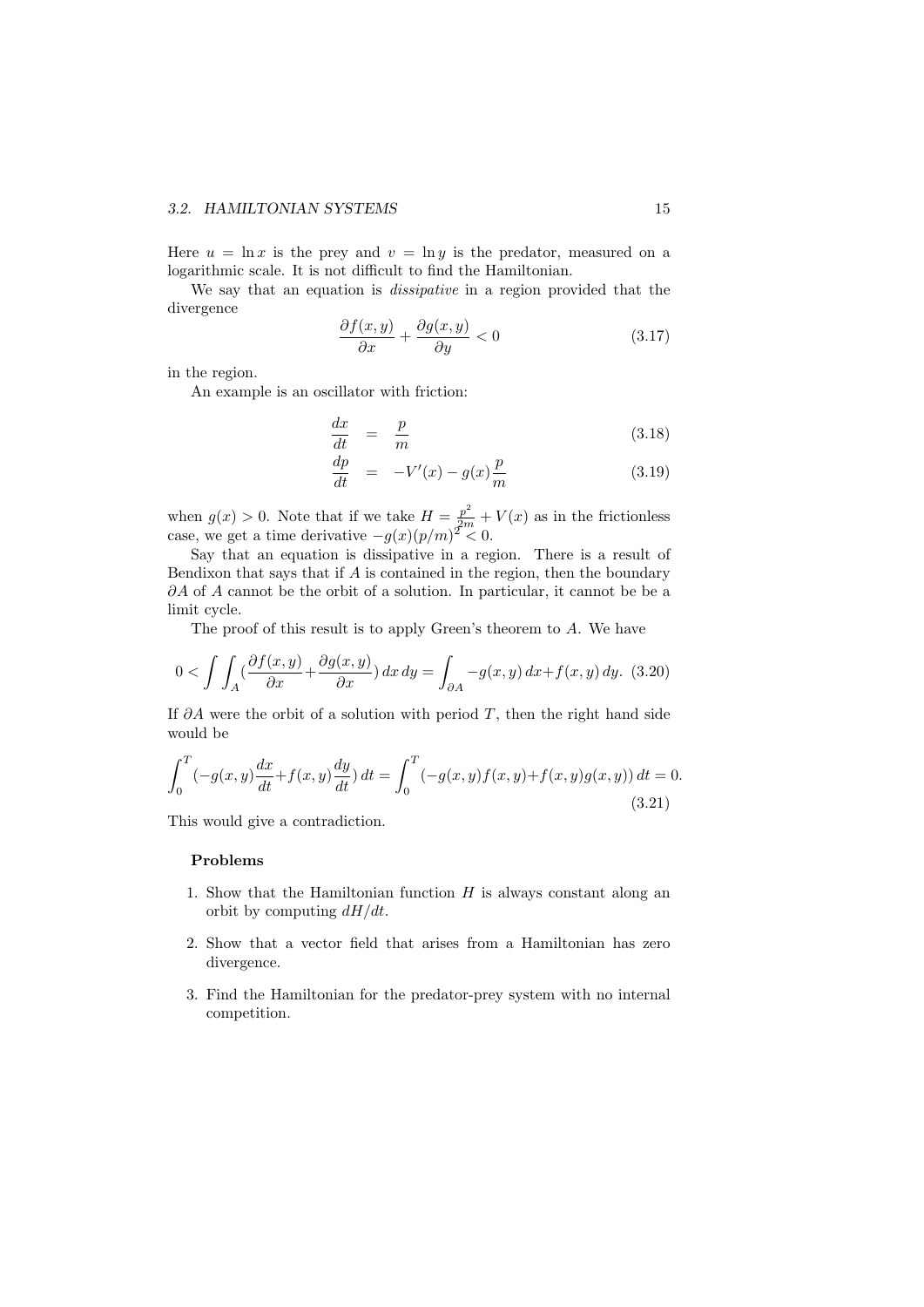Here $u = \ln x$ is the prey and $v = \ln y$ is the predator, measured on a logarithmic scale. It is not difficult to find the Hamiltonian.

We say that an equation is *dissipative* in a region provided that the divergence

$$\frac{\partial f(x,y)}{\partial x} + \frac{\partial g(x,y)}{\partial y} < 0 \tag{3.17}$$

in the region.

An example is an oscillator with friction:

$$\frac{dx}{dt} = \frac{p}{m} \tag{3.18}$$

$$\frac{dp}{dt} = -V'(x) - g(x)\frac{p}{m} \tag{3.19}$$

when $g(x) > 0$. Note that if we take $H = \frac{p^2}{2m} + V(x)$ as in the frictionless case, we get a time derivative $-g(x)(p/m)^2 < 0$.

Say that an equation is dissipative in a region. There is a result of Bendixon that says that if $A$ is contained in the region, then the boundary $\partial A$ of $A$ cannot be the orbit of a solution. In particular, it cannot be be a limit cycle.

The proof of this result is to apply Green's theorem to $A$. We have

$$0 < \int\int_A \left(\frac{\partial f(x,y)}{\partial x} + \frac{\partial g(x,y)}{\partial x}\right) dx\, dy = \int_{\partial A} -g(x,y)\, dx + f(x,y)\, dy. \tag{3.20}$$

If $\partial A$ were the orbit of a solution with period $T$, then the right hand side would be

$$\int_0^T \left(-g(x,y)\frac{dx}{dt} + f(x,y)\frac{dy}{dt}\right) dt = \int_0^T (-g(x,y)f(x,y) + f(x,y)g(x,y))\, dt = 0. \tag{3.21}$$

This would give a contradiction.

### Problems

1. Show that the Hamiltonian function $H$ is always constant along an orbit by computing $dH/dt$.
2. Show that a vector field that arises from a Hamiltonian has zero divergence.
3. Find the Hamiltonian for the predator-prey system with no internal competition.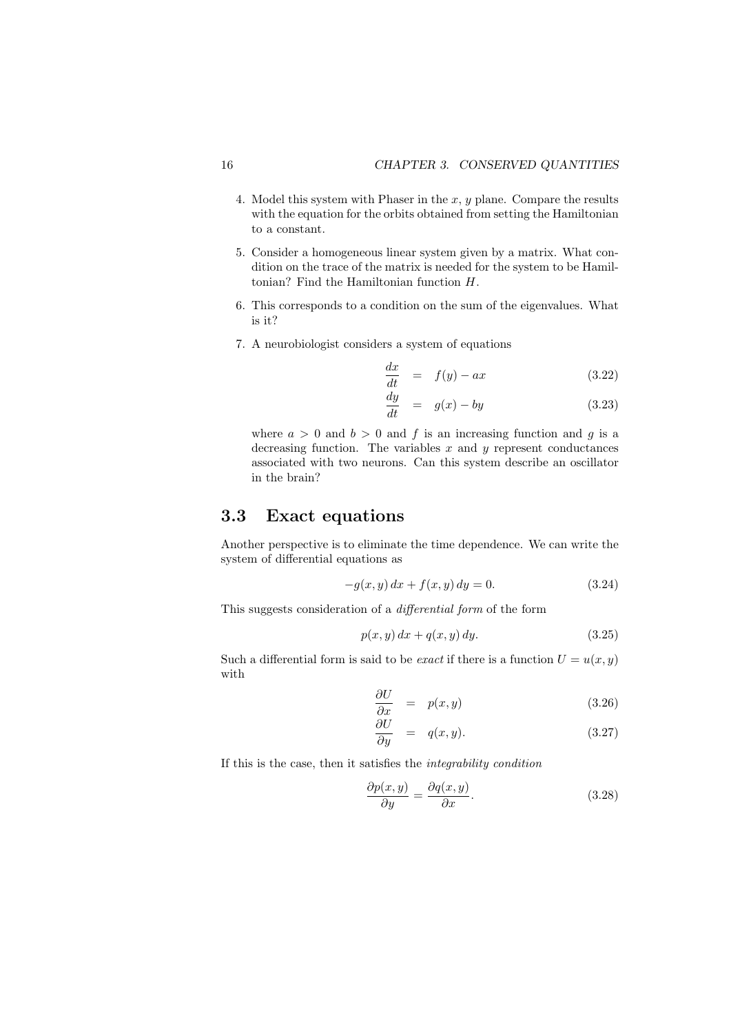4. Model this system with Phaser in the $x$, $y$ plane. Compare the results with the equation for the orbits obtained from setting the Hamiltonian to a constant.

5. Consider a homogeneous linear system given by a matrix. What condition on the trace of the matrix is needed for the system to be Hamiltonian? Find the Hamiltonian function $H$.

6. This corresponds to a condition on the sum of the eigenvalues. What is it?

7. A neurobiologist considers a system of equations

$$\frac{dx}{dt} = f(y) - ax \tag{3.22}$$

$$\frac{dy}{dt} = g(x) - by \tag{3.23}$$

where $a > 0$ and $b > 0$ and $f$ is an increasing function and $g$ is a decreasing function. The variables $x$ and $y$ represent conductances associated with two neurons. Can this system describe an oscillator in the brain?

## 3.3 Exact equations

Another perspective is to eliminate the time dependence. We can write the system of differential equations as

$$-g(x,y)\,dx + f(x,y)\,dy = 0. \tag{3.24}$$

This suggests consideration of a *differential form* of the form

$$p(x,y)\,dx + q(x,y)\,dy. \tag{3.25}$$

Such a differential form is said to be *exact* if there is a function $U = u(x,y)$ with

$$\frac{\partial U}{\partial x} = p(x,y) \tag{3.26}$$

$$\frac{\partial U}{\partial y} = q(x,y). \tag{3.27}$$

If this is the case, then it satisfies the *integrability condition*

$$\frac{\partial p(x,y)}{\partial y} = \frac{\partial q(x,y)}{\partial x}. \tag{3.28}$$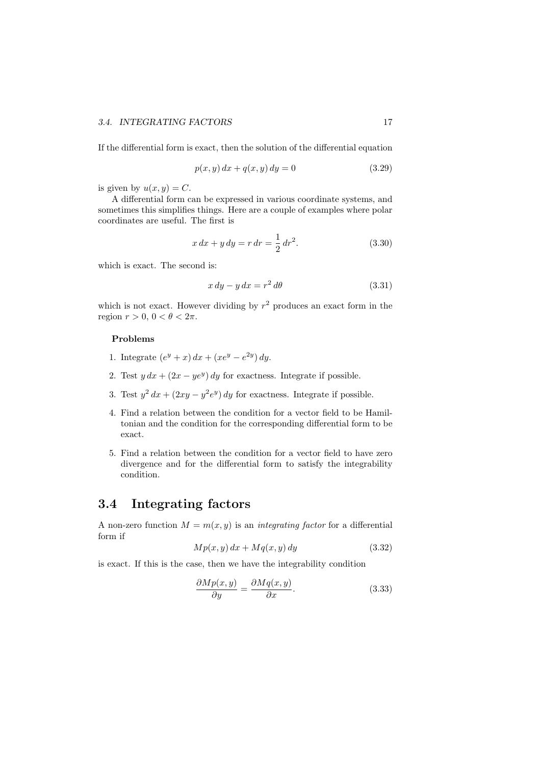If the differential form is exact, then the solution of the differential equation

$$p(x, y)\, dx + q(x, y)\, dy = 0 \tag{3.29}$$

is given by $u(x, y) = C$.

A differential form can be expressed in various coordinate systems, and sometimes this simplifies things. Here are a couple of examples where polar coordinates are useful. The first is

$$x\, dx + y\, dy = r\, dr = \frac{1}{2}\, dr^2. \tag{3.30}$$

which is exact. The second is:

$$x\, dy - y\, dx = r^2\, d\theta \tag{3.31}$$

which is not exact. However dividing by $r^2$ produces an exact form in the region $r > 0$, $0 < \theta < 2\pi$.

**Problems**

1. Integrate $(e^y + x)\, dx + (xe^y - e^{2y})\, dy$.

2. Test $y\, dx + (2x - ye^y)\, dy$ for exactness. Integrate if possible.

3. Test $y^2\, dx + (2xy - y^2 e^y)\, dy$ for exactness. Integrate if possible.

4. Find a relation between the condition for a vector field to be Hamiltonian and the condition for the corresponding differential form to be exact.

5. Find a relation between the condition for a vector field to have zero divergence and for the differential form to satisfy the integrability condition.

## 3.4 Integrating factors

A non-zero function $M = m(x, y)$ is an *integrating factor* for a differential form if

$$Mp(x, y)\, dx + Mq(x, y)\, dy \tag{3.32}$$

is exact. If this is the case, then we have the integrability condition

$$\frac{\partial Mp(x, y)}{\partial y} = \frac{\partial Mq(x, y)}{\partial x}. \tag{3.33}$$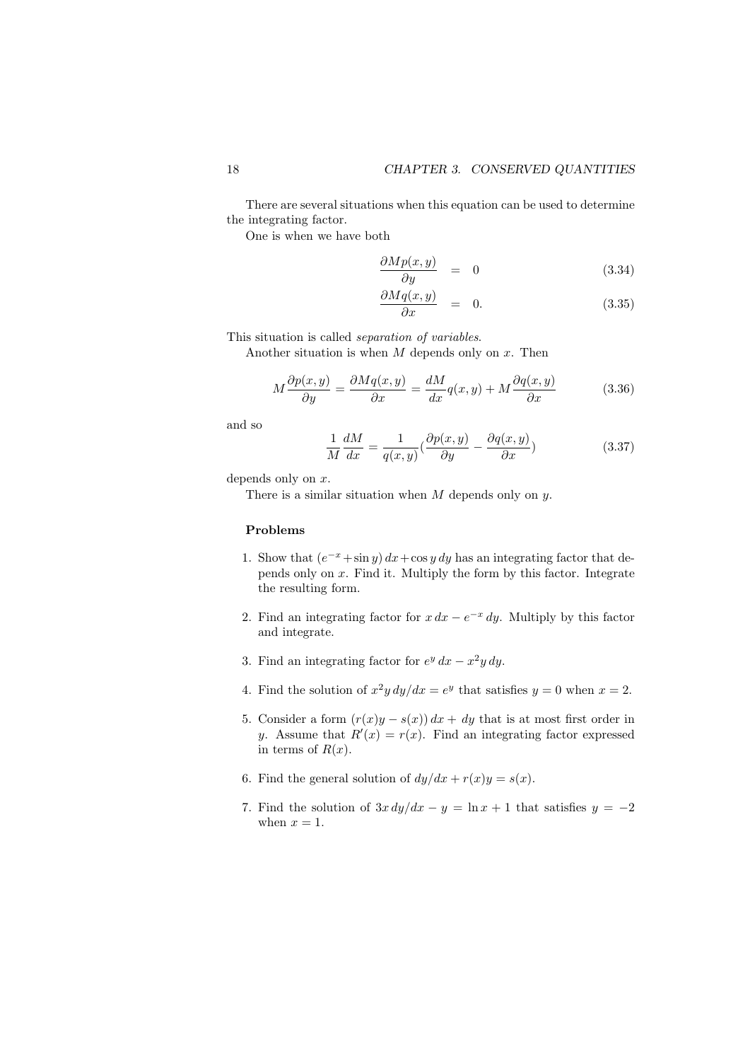There are several situations when this equation can be used to determine the integrating factor.

One is when we have both

$$\frac{\partial M p(x,y)}{\partial y} = 0 \tag{3.34}$$

$$\frac{\partial M q(x,y)}{\partial x} = 0. \tag{3.35}$$

This situation is called *separation of variables*.

Another situation is when $M$ depends only on $x$. Then

$$M\frac{\partial p(x,y)}{\partial y} = \frac{\partial M q(x,y)}{\partial x} = \frac{dM}{dx}q(x,y) + M\frac{\partial q(x,y)}{\partial x} \tag{3.36}$$

and so

$$\frac{1}{M}\frac{dM}{dx} = \frac{1}{q(x,y)}\left(\frac{\partial p(x,y)}{\partial y} - \frac{\partial q(x,y)}{\partial x}\right) \tag{3.37}$$

depends only on $x$.

There is a similar situation when $M$ depends only on $y$.

### Problems

1. Show that $(e^{-x} + \sin y)\,dx + \cos y\,dy$ has an integrating factor that depends only on $x$. Find it. Multiply the form by this factor. Integrate the resulting form.

2. Find an integrating factor for $x\,dx - e^{-x}\,dy$. Multiply by this factor and integrate.

3. Find an integrating factor for $e^y\,dx - x^2 y\,dy$.

4. Find the solution of $x^2 y\,dy/dx = e^y$ that satisfies $y = 0$ when $x = 2$.

5. Consider a form $(r(x)y - s(x))\,dx + dy$ that is at most first order in $y$. Assume that $R'(x) = r(x)$. Find an integrating factor expressed in terms of $R(x)$.

6. Find the general solution of $dy/dx + r(x)y = s(x)$.

7. Find the solution of $3x\,dy/dx - y = \ln x + 1$ that satisfies $y = -2$ when $x = 1$.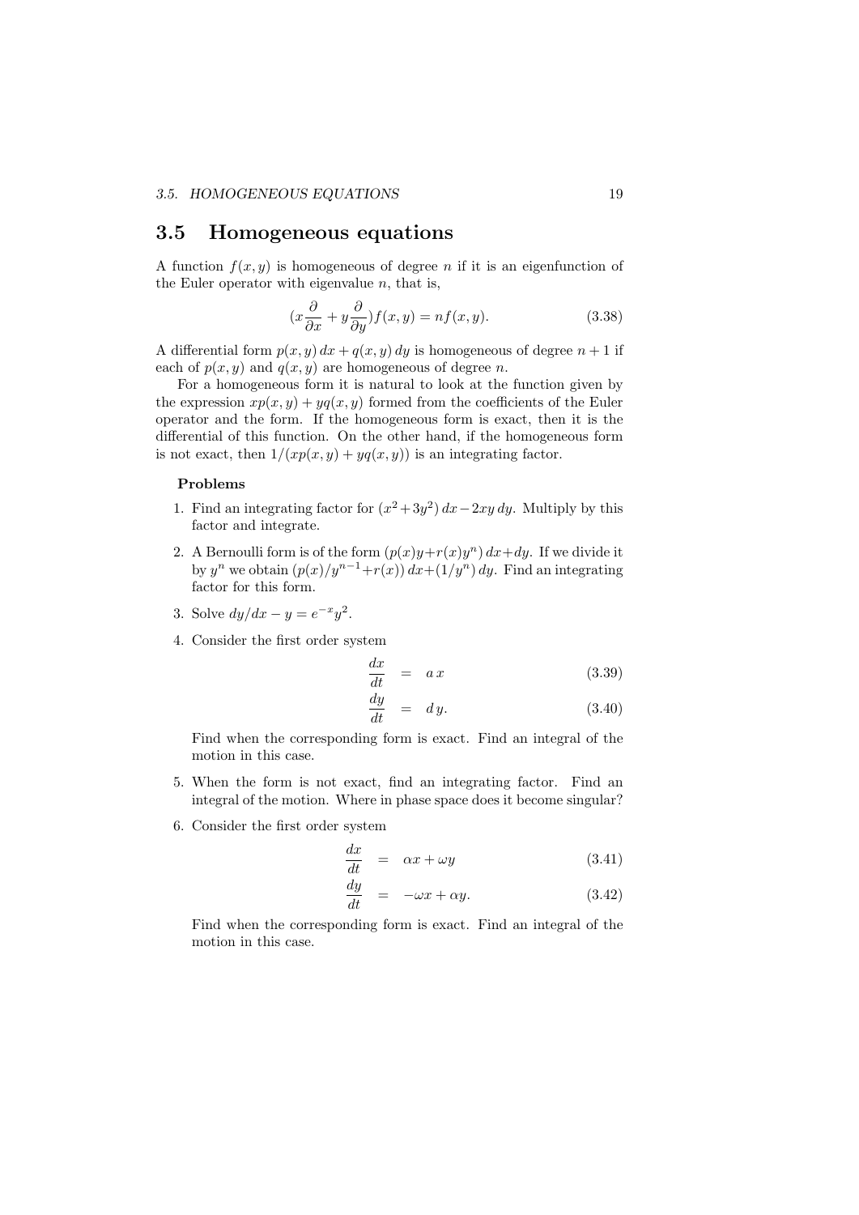## 3.5 Homogeneous equations

A function $f(x, y)$ is homogeneous of degree $n$ if it is an eigenfunction of the Euler operator with eigenvalue $n$, that is,

$$(x\frac{\partial}{\partial x} + y\frac{\partial}{\partial y})f(x, y) = nf(x, y). \tag{3.38}$$

A differential form $p(x, y)\,dx + q(x, y)\,dy$ is homogeneous of degree $n + 1$ if each of $p(x, y)$ and $q(x, y)$ are homogeneous of degree $n$.

For a homogeneous form it is natural to look at the function given by the expression $xp(x, y) + yq(x, y)$ formed from the coefficients of the Euler operator and the form. If the homogeneous form is exact, then it is the differential of this function. On the other hand, if the homogeneous form is not exact, then $1/(xp(x, y) + yq(x, y))$ is an integrating factor.

**Problems**

1. Find an integrating factor for $(x^2 + 3y^2)\,dx - 2xy\,dy$. Multiply by this factor and integrate.

2. A Bernoulli form is of the form $(p(x)y + r(x)y^n)\,dx + dy$. If we divide it by $y^n$ we obtain $(p(x)/y^{n-1} + r(x))\,dx + (1/y^n)\,dy$. Find an integrating factor for this form.

3. Solve $dy/dx - y = e^{-x}y^2$.

4. Consider the first order system

$$\frac{dx}{dt} = a\,x \tag{3.39}$$

$$\frac{dy}{dt} = d\,y. \tag{3.40}$$

Find when the corresponding form is exact. Find an integral of the motion in this case.

5. When the form is not exact, find an integrating factor. Find an integral of the motion. Where in phase space does it become singular?

6. Consider the first order system

$$\frac{dx}{dt} = \alpha x + \omega y \tag{3.41}$$

$$\frac{dy}{dt} = -\omega x + \alpha y. \tag{3.42}$$

Find when the corresponding form is exact. Find an integral of the motion in this case.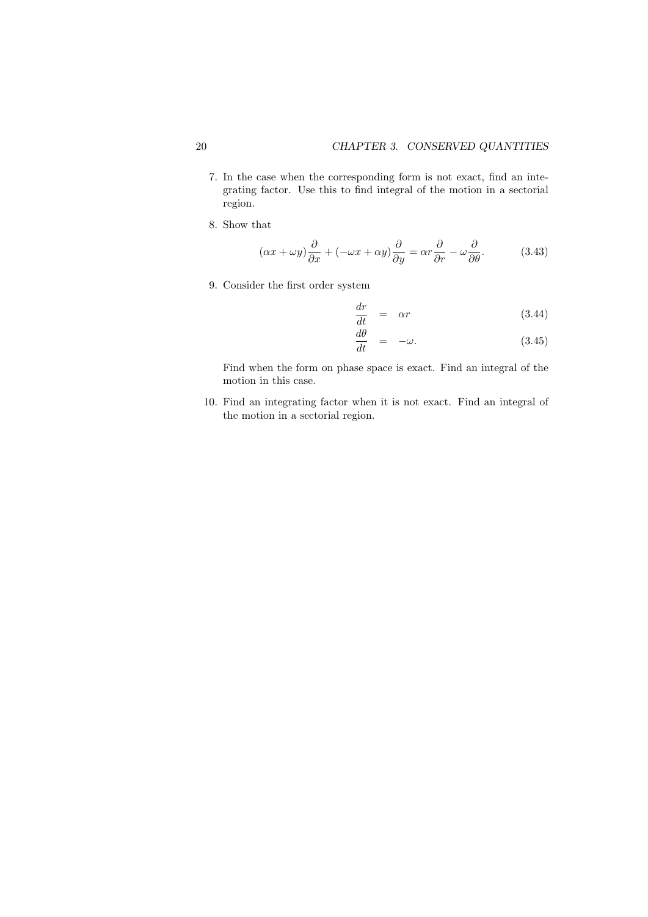7. In the case when the corresponding form is not exact, find an integrating factor. Use this to find integral of the motion in a sectorial region.

8. Show that

$$(\alpha x + \omega y)\frac{\partial}{\partial x} + (-\omega x + \alpha y)\frac{\partial}{\partial y} = \alpha r \frac{\partial}{\partial r} - \omega \frac{\partial}{\partial \theta}. \tag{3.43}$$

9. Consider the first order system

$$\frac{dr}{dt} = \alpha r \tag{3.44}$$

$$\frac{d\theta}{dt} = -\omega. \tag{3.45}$$

Find when the form on phase space is exact. Find an integral of the motion in this case.

10. Find an integrating factor when it is not exact. Find an integral of the motion in a sectorial region.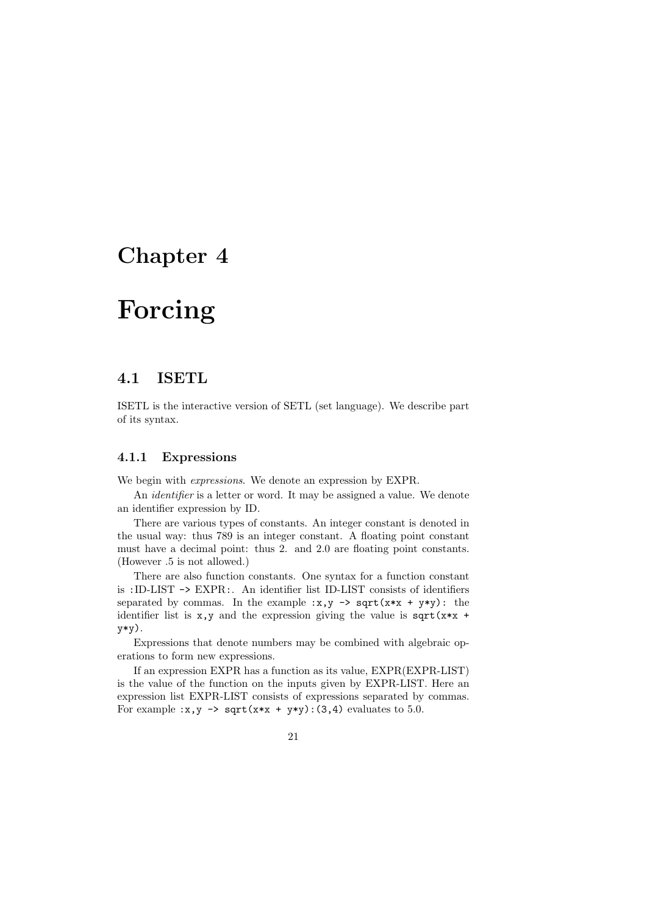# Chapter 4

# Forcing

## 4.1 ISETL

ISETL is the interactive version of SETL (set language). We describe part of its syntax.

### 4.1.1 Expressions

We begin with *expressions*. We denote an expression by EXPR.

An *identifier* is a letter or word. It may be assigned a value. We denote an identifier expression by ID.

There are various types of constants. An integer constant is denoted in the usual way: thus 789 is an integer constant. A floating point constant must have a decimal point: thus 2. and 2.0 are floating point constants. (However .5 is not allowed.)

There are also function constants. One syntax for a function constant is :ID-LIST -> EXPR:. An identifier list ID-LIST consists of identifiers separated by commas. In the example `:x,y -> sqrt(x*x + y*y):` the identifier list is `x,y` and the expression giving the value is `sqrt(x*x + y*y)`.

Expressions that denote numbers may be combined with algebraic operations to form new expressions.

If an expression EXPR has a function as its value, EXPR(EXPR-LIST) is the value of the function on the inputs given by EXPR-LIST. Here an expression list EXPR-LIST consists of expressions separated by commas. For example `:x,y -> sqrt(x*x + y*y):(3,4)` evaluates to 5.0.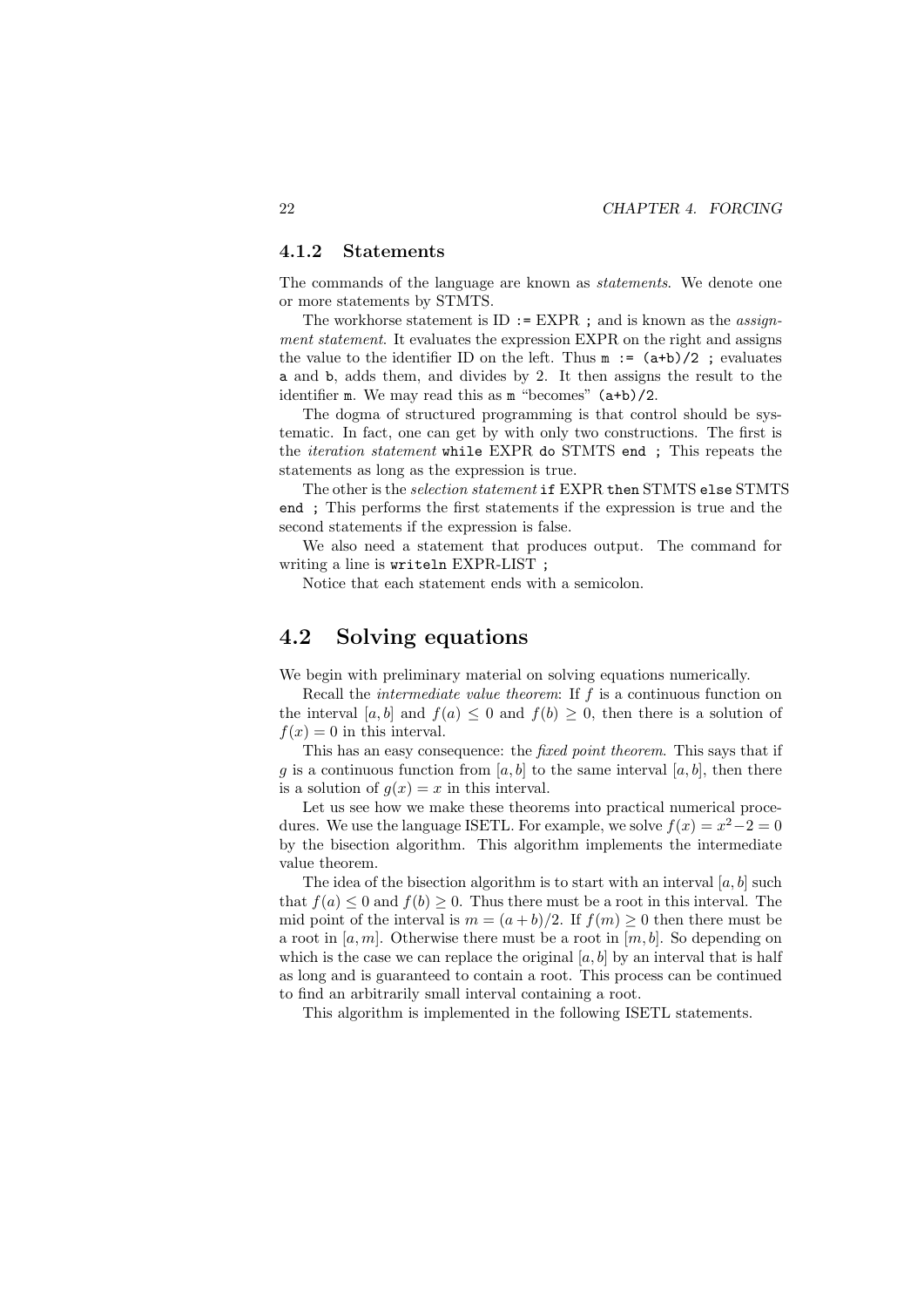### 4.1.2 Statements

The commands of the language are known as *statements*. We denote one or more statements by STMTS.

The workhorse statement is ID `:=` EXPR `;` and is known as the *assignment statement*. It evaluates the expression EXPR on the right and assigns the value to the identifier ID on the left. Thus `m := (a+b)/2 ;` evaluates `a` and `b`, adds them, and divides by 2. It then assigns the result to the identifier `m`. We may read this as `m` "becomes" `(a+b)/2`.

The dogma of structured programming is that control should be systematic. In fact, one can get by with only two constructions. The first is the *iteration statement* `while` EXPR `do` STMTS `end ;` This repeats the statements as long as the expression is true.

The other is the *selection statement* `if` EXPR `then` STMTS `else` STMTS `end ;` This performs the first statements if the expression is true and the second statements if the expression is false.

We also need a statement that produces output. The command for writing a line is `writeln` EXPR-LIST `;`

Notice that each statement ends with a semicolon.

## 4.2 Solving equations

We begin with preliminary material on solving equations numerically.

Recall the *intermediate value theorem*: If $f$ is a continuous function on the interval $[a, b]$ and $f(a) \leq 0$ and $f(b) \geq 0$, then there is a solution of $f(x) = 0$ in this interval.

This has an easy consequence: the *fixed point theorem*. This says that if $g$ is a continuous function from $[a, b]$ to the same interval $[a, b]$, then there is a solution of $g(x) = x$ in this interval.

Let us see how we make these theorems into practical numerical procedures. We use the language ISETL. For example, we solve $f(x) = x^2 - 2 = 0$ by the bisection algorithm. This algorithm implements the intermediate value theorem.

The idea of the bisection algorithm is to start with an interval $[a, b]$ such that $f(a) \leq 0$ and $f(b) \geq 0$. Thus there must be a root in this interval. The mid point of the interval is $m = (a + b)/2$. If $f(m) \geq 0$ then there must be a root in $[a, m]$. Otherwise there must be a root in $[m, b]$. So depending on which is the case we can replace the original $[a, b]$ by an interval that is half as long and is guaranteed to contain a root. This process can be continued to find an arbitrarily small interval containing a root.

This algorithm is implemented in the following ISETL statements.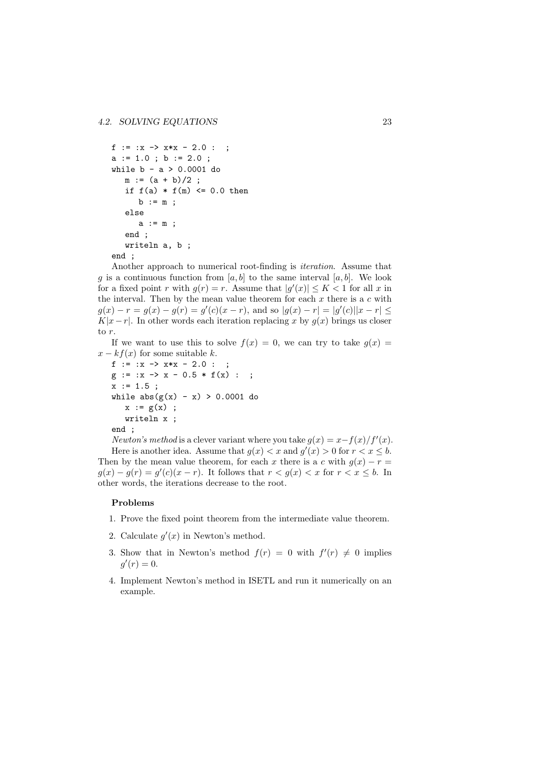```
f := :x -> x*x - 2.0 :  ;
a := 1.0 ; b := 2.0 ;
while b - a > 0.0001 do
   m := (a + b)/2 ;
   if f(a) * f(m) <= 0.0 then
      b := m ;
   else
      a := m ;
   end ;
   writeln a, b ;
end ;
```

Another approach to numerical root-finding is *iteration*. Assume that $g$ is a continuous function from $[a, b]$ to the same interval $[a, b]$. We look for a fixed point $r$ with $g(r) = r$. Assume that $|g'(x)| \leq K < 1$ for all $x$ in the interval. Then by the mean value theorem for each $x$ there is a $c$ with $g(x) - r = g(x) - g(r) = g'(c)(x - r)$, and so $|g(x) - r| = |g'(c)||x - r| \leq K|x - r|$. In other words each iteration replacing $x$ by $g(x)$ brings us closer to $r$.

If we want to use this to solve $f(x) = 0$, we can try to take $g(x) = x - kf(x)$ for some suitable $k$.

```
f := :x -> x*x - 2.0 :  ;
g := :x -> x - 0.5 * f(x) :  ;
x := 1.5 ;
while abs(g(x) - x) > 0.0001 do
   x := g(x) ;
   writeln x ;
end ;
```

*Newton's method* is a clever variant where you take $g(x) = x - f(x)/f'(x)$.

Here is another idea. Assume that $g(x) < x$ and $g'(x) > 0$ for $r < x \leq b$. Then by the mean value theorem, for each $x$ there is a $c$ with $g(x) - r = g(x) - g(r) = g'(c)(x - r)$. It follows that $r < g(x) < x$ for $r < x \leq b$. In other words, the iterations decrease to the root.

### Problems

1. Prove the fixed point theorem from the intermediate value theorem.
2. Calculate $g'(x)$ in Newton's method.
3. Show that in Newton's method $f(r) = 0$ with $f'(r) \neq 0$ implies $g'(r) = 0$.
4. Implement Newton's method in ISETL and run it numerically on an example.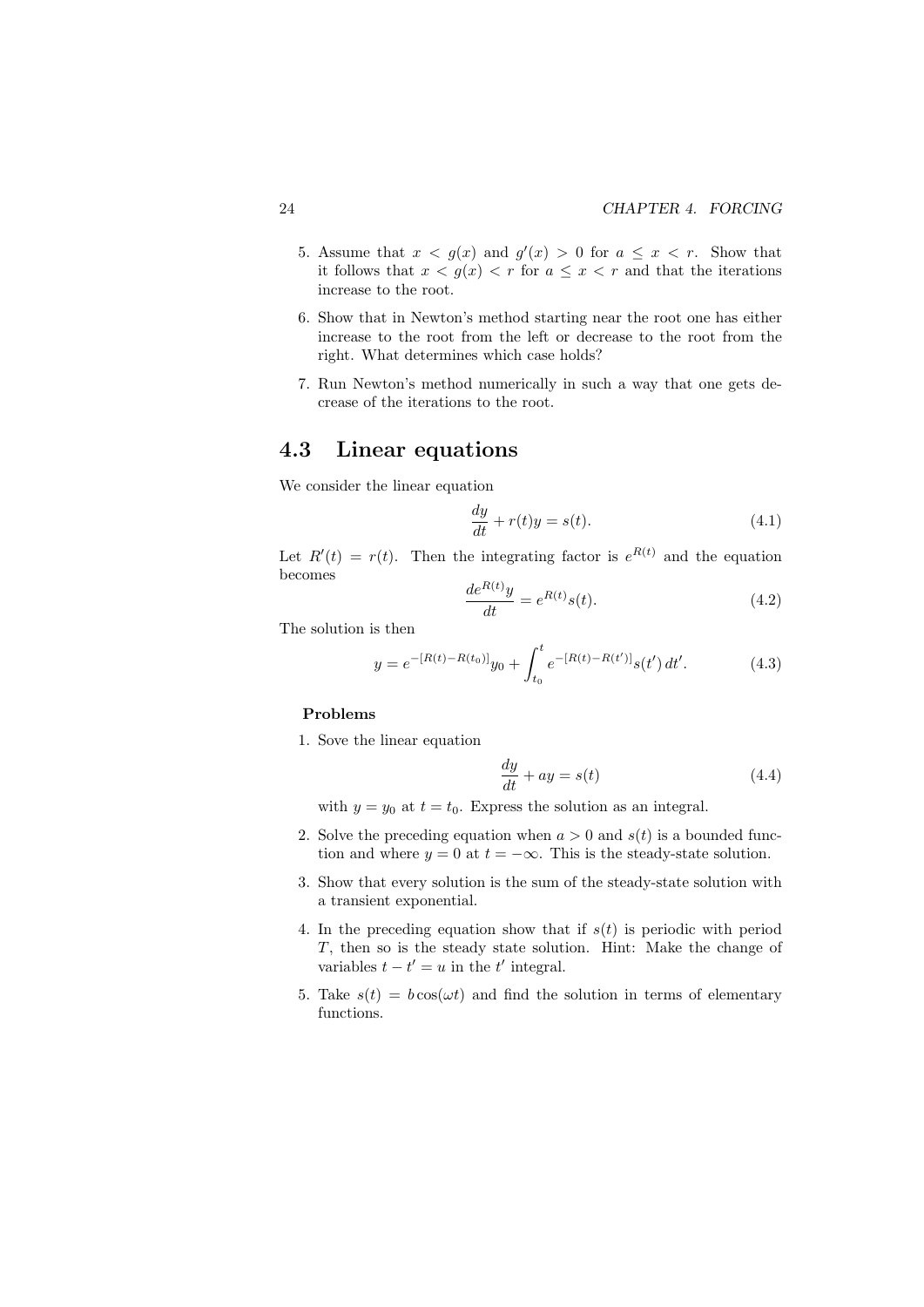5. Assume that $x < g(x)$ and $g'(x) > 0$ for $a \leq x < r$. Show that it follows that $x < g(x) < r$ for $a \leq x < r$ and that the iterations increase to the root.

6. Show that in Newton's method starting near the root one has either increase to the root from the left or decrease to the root from the right. What determines which case holds?

7. Run Newton's method numerically in such a way that one gets decrease of the iterations to the root.

## 4.3 Linear equations

We consider the linear equation

$$\frac{dy}{dt} + r(t)y = s(t). \tag{4.1}$$

Let $R'(t) = r(t)$. Then the integrating factor is $e^{R(t)}$ and the equation becomes

$$\frac{de^{R(t)}y}{dt} = e^{R(t)}s(t). \tag{4.2}$$

The solution is then

$$y = e^{-[R(t)-R(t_0)]}y_0 + \int_{t_0}^{t} e^{-[R(t)-R(t')]}s(t')\,dt'. \tag{4.3}$$

**Problems**

1. Sove the linear equation

$$\frac{dy}{dt} + ay = s(t) \tag{4.4}$$

with $y = y_0$ at $t = t_0$. Express the solution as an integral.

2. Solve the preceding equation when $a > 0$ and $s(t)$ is a bounded function and where $y = 0$ at $t = -\infty$. This is the steady-state solution.

3. Show that every solution is the sum of the steady-state solution with a transient exponential.

4. In the preceding equation show that if $s(t)$ is periodic with period $T$, then so is the steady state solution. Hint: Make the change of variables $t - t' = u$ in the $t'$ integral.

5. Take $s(t) = b\cos(\omega t)$ and find the solution in terms of elementary functions.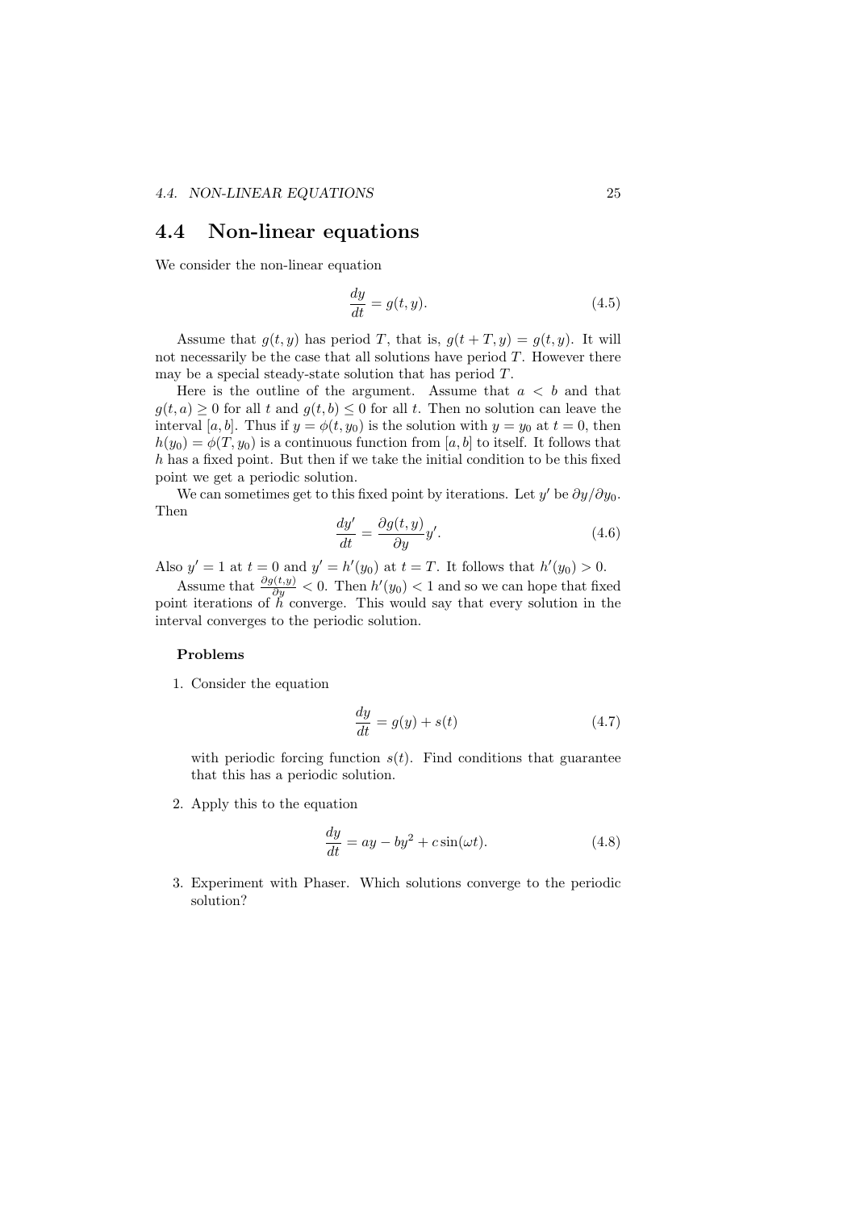## 4.4 Non-linear equations

We consider the non-linear equation

$$\frac{dy}{dt} = g(t, y). \tag{4.5}$$

Assume that $g(t, y)$ has period $T$, that is, $g(t + T, y) = g(t, y)$. It will not necessarily be the case that all solutions have period $T$. However there may be a special steady-state solution that has period $T$.

Here is the outline of the argument. Assume that $a < b$ and that $g(t, a) \geq 0$ for all $t$ and $g(t, b) \leq 0$ for all $t$. Then no solution can leave the interval $[a, b]$. Thus if $y = \phi(t, y_0)$ is the solution with $y = y_0$ at $t = 0$, then $h(y_0) = \phi(T, y_0)$ is a continuous function from $[a, b]$ to itself. It follows that $h$ has a fixed point. But then if we take the initial condition to be this fixed point we get a periodic solution.

We can sometimes get to this fixed point by iterations. Let $y'$ be $\partial y/\partial y_0$. Then

$$\frac{dy'}{dt} = \frac{\partial g(t, y)}{\partial y} y'. \tag{4.6}$$

Also $y' = 1$ at $t = 0$ and $y' = h'(y_0)$ at $t = T$. It follows that $h'(y_0) > 0$.

Assume that $\frac{\partial g(t,y)}{\partial y} < 0$. Then $h'(y_0) < 1$ and so we can hope that fixed point iterations of $h$ converge. This would say that every solution in the interval converges to the periodic solution.

### Problems

1. Consider the equation

$$\frac{dy}{dt} = g(y) + s(t) \tag{4.7}$$

with periodic forcing function $s(t)$. Find conditions that guarantee that this has a periodic solution.

2. Apply this to the equation

$$\frac{dy}{dt} = ay - by^2 + c\sin(\omega t). \tag{4.8}$$

3. Experiment with Phaser. Which solutions converge to the periodic solution?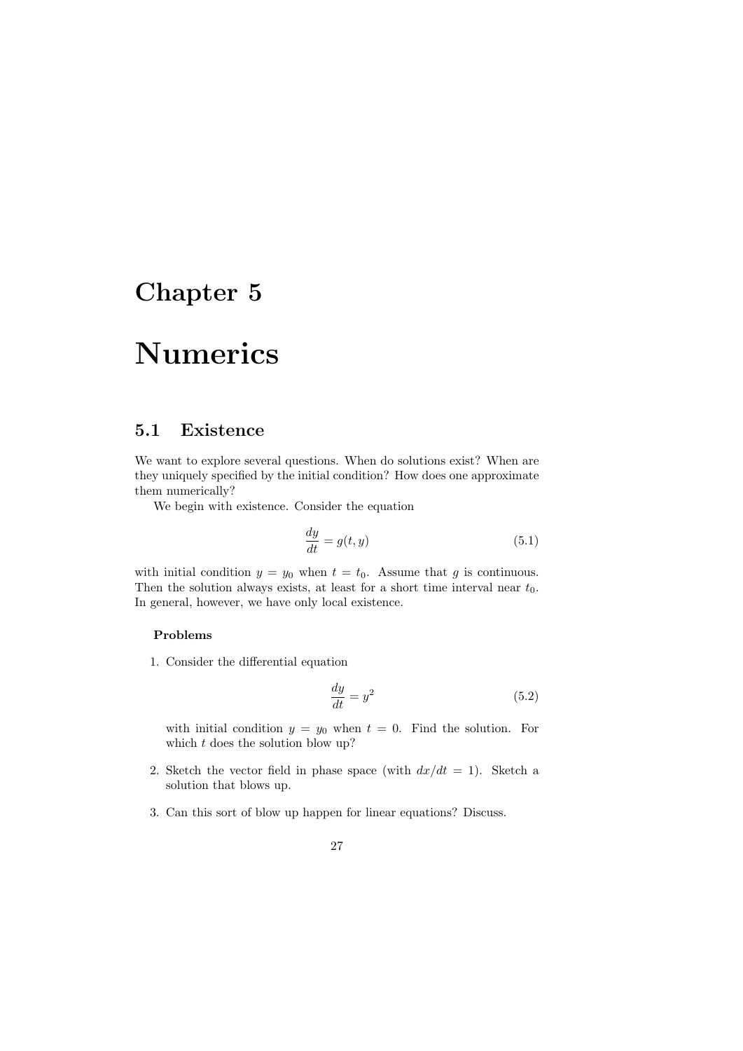# Chapter 5

# Numerics

## 5.1 Existence

We want to explore several questions. When do solutions exist? When are they uniquely specified by the initial condition? How does one approximate them numerically?

We begin with existence. Consider the equation

$$\frac{dy}{dt} = g(t, y) \tag{5.1}$$

with initial condition $y = y_0$ when $t = t_0$. Assume that $g$ is continuous. Then the solution always exists, at least for a short time interval near $t_0$. In general, however, we have only local existence.

#### Problems

1. Consider the differential equation

$$\frac{dy}{dt} = y^2 \tag{5.2}$$

   with initial condition $y = y_0$ when $t = 0$. Find the solution. For which $t$ does the solution blow up?

2. Sketch the vector field in phase space (with $dx/dt = 1$). Sketch a solution that blows up.

3. Can this sort of blow up happen for linear equations? Discuss.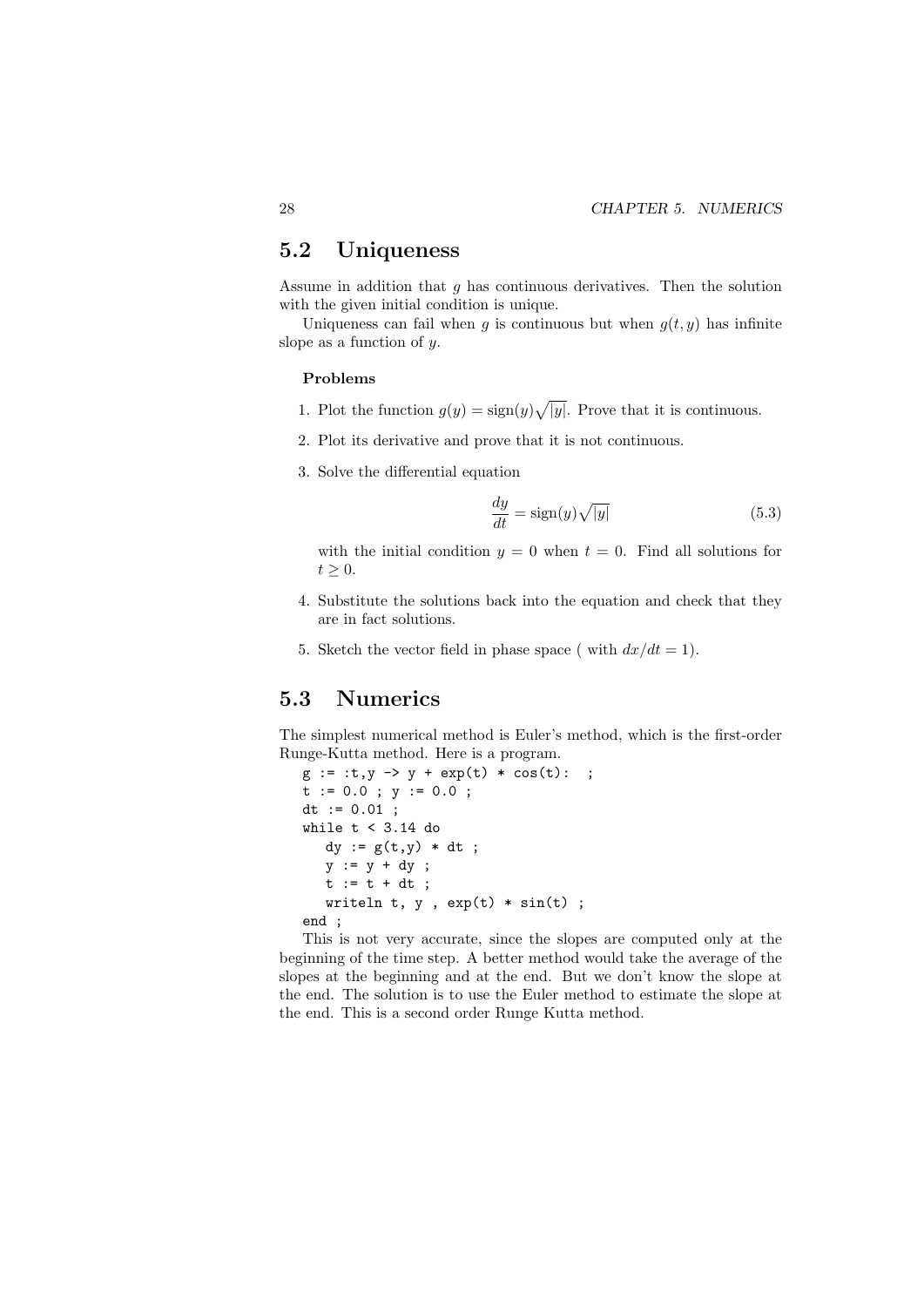## 5.2 Uniqueness

Assume in addition that $g$ has continuous derivatives. Then the solution with the given initial condition is unique.

Uniqueness can fail when $g$ is continuous but when $g(t, y)$ has infinite slope as a function of $y$.

### Problems

1. Plot the function $g(y) = \text{sign}(y)\sqrt{|y|}$. Prove that it is continuous.
2. Plot its derivative and prove that it is not continuous.
3. Solve the differential equation
$$\frac{dy}{dt} = \text{sign}(y)\sqrt{|y|} \tag{5.3}$$
with the initial condition $y = 0$ when $t = 0$. Find all solutions for $t \geq 0$.
4. Substitute the solutions back into the equation and check that they are in fact solutions.
5. Sketch the vector field in phase space ( with $dx/dt = 1$).

## 5.3 Numerics

The simplest numerical method is Euler's method, which is the first-order Runge-Kutta method. Here is a program.

```
g := :t,y -> y + exp(t) * cos(t):  ;
t := 0.0 ; y := 0.0 ;
dt := 0.01 ;
while t < 3.14 do
   dy := g(t,y) * dt ;
   y := y + dy ;
   t := t + dt ;
   writeln t, y , exp(t) * sin(t) ;
end ;
```

This is not very accurate, since the slopes are computed only at the beginning of the time step. A better method would take the average of the slopes at the beginning and at the end. But we don't know the slope at the end. The solution is to use the Euler method to estimate the slope at the end. This is a second order Runge Kutta method.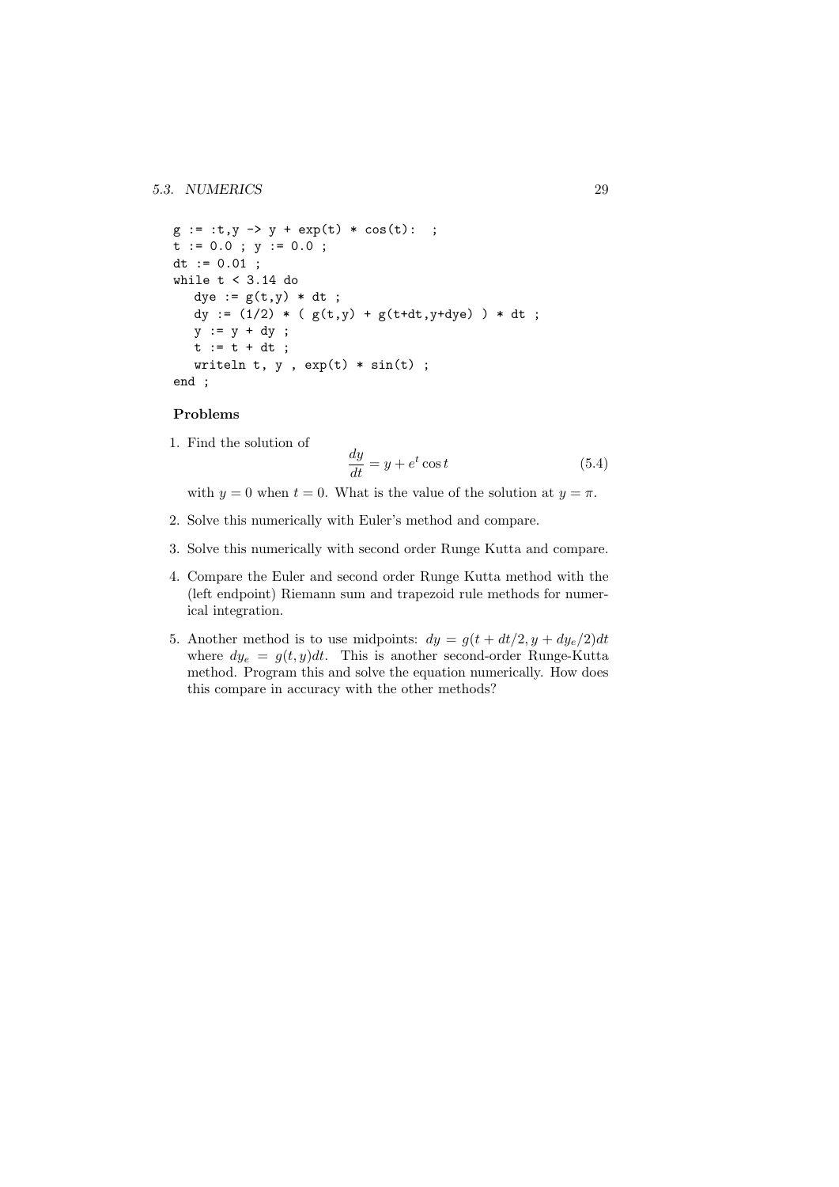```
g := :t,y -> y + exp(t) * cos(t):  ;
t := 0.0 ; y := 0.0 ;
dt := 0.01 ;
while t < 3.14 do
   dye := g(t,y) * dt ;
   dy := (1/2) * ( g(t,y) + g(t+dt,y+dye) ) * dt ;
   y := y + dy ;
   t := t + dt ;
   writeln t, y , exp(t) * sin(t) ;
end ;
```

### Problems

1. Find the solution of
$$\frac{dy}{dt} = y + e^t \cos t \tag{5.4}$$
with $y = 0$ when $t = 0$. What is the value of the solution at $y = \pi$.

2. Solve this numerically with Euler's method and compare.

3. Solve this numerically with second order Runge Kutta and compare.

4. Compare the Euler and second order Runge Kutta method with the (left endpoint) Riemann sum and trapezoid rule methods for numerical integration.

5. Another method is to use midpoints: $dy = g(t + dt/2, y + dy_e/2)dt$ where $dy_e = g(t, y)dt$. This is another second-order Runge-Kutta method. Program this and solve the equation numerically. How does this compare in accuracy with the other methods?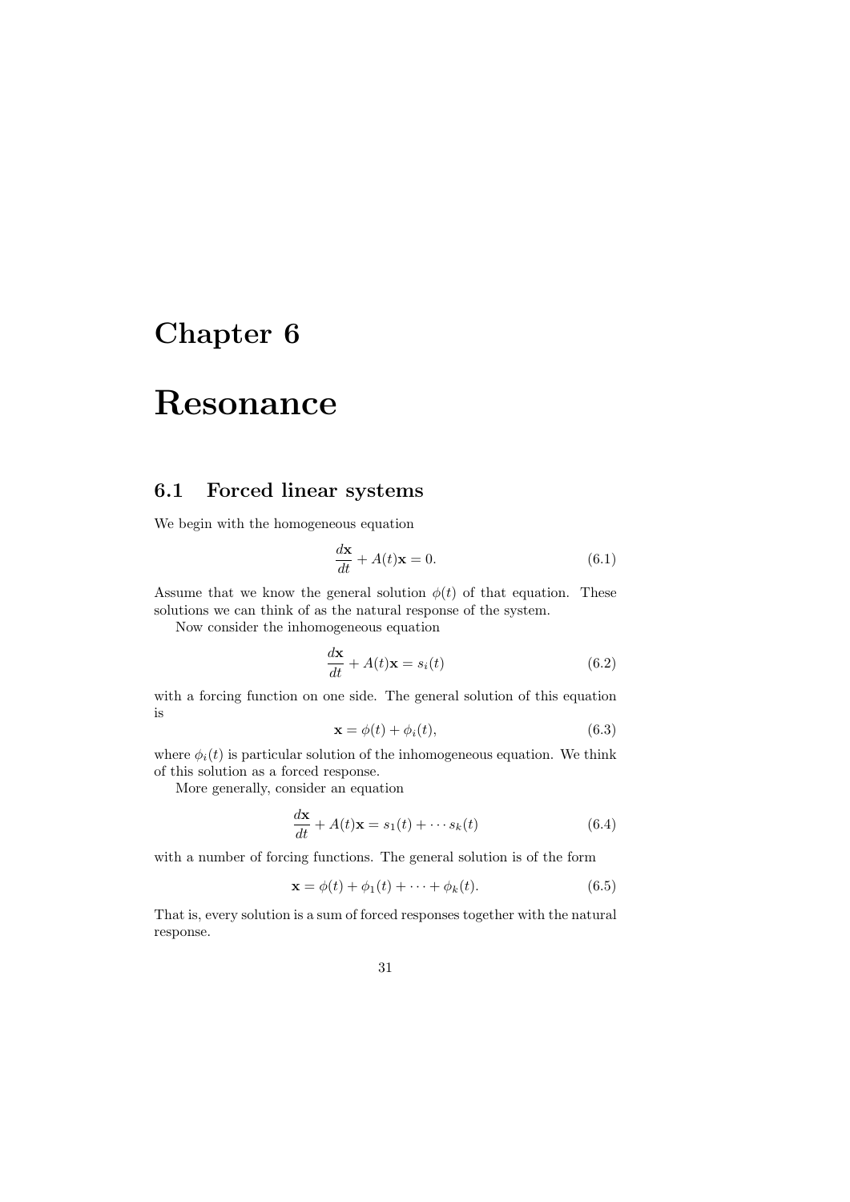# Chapter 6

# Resonance

## 6.1 Forced linear systems

We begin with the homogeneous equation

$$\frac{d\mathbf{x}}{dt} + A(t)\mathbf{x} = 0. \tag{6.1}$$

Assume that we know the general solution $\phi(t)$ of that equation. These solutions we can think of as the natural response of the system.

Now consider the inhomogeneous equation

$$\frac{d\mathbf{x}}{dt} + A(t)\mathbf{x} = s_i(t) \tag{6.2}$$

with a forcing function on one side. The general solution of this equation is

$$\mathbf{x} = \phi(t) + \phi_i(t), \tag{6.3}$$

where $\phi_i(t)$ is particular solution of the inhomogeneous equation. We think of this solution as a forced response.

More generally, consider an equation

$$\frac{d\mathbf{x}}{dt} + A(t)\mathbf{x} = s_1(t) + \cdots s_k(t) \tag{6.4}$$

with a number of forcing functions. The general solution is of the form

$$\mathbf{x} = \phi(t) + \phi_1(t) + \cdots + \phi_k(t). \tag{6.5}$$

That is, every solution is a sum of forced responses together with the natural response.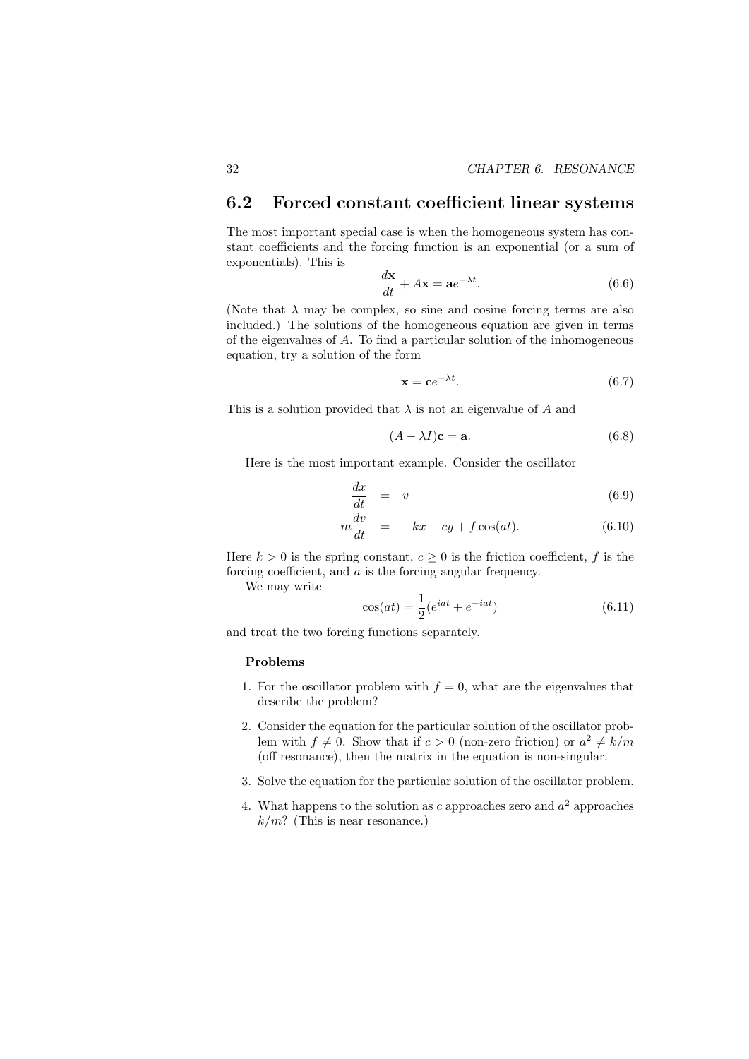## 6.2 Forced constant coefficient linear systems

The most important special case is when the homogeneous system has constant coefficients and the forcing function is an exponential (or a sum of exponentials). This is

$$\frac{d\mathbf{x}}{dt} + A\mathbf{x} = \mathbf{a}e^{-\lambda t}. \tag{6.6}$$

(Note that $\lambda$ may be complex, so sine and cosine forcing terms are also included.) The solutions of the homogeneous equation are given in terms of the eigenvalues of $A$. To find a particular solution of the inhomogeneous equation, try a solution of the form

$$\mathbf{x} = \mathbf{c}e^{-\lambda t}. \tag{6.7}$$

This is a solution provided that $\lambda$ is not an eigenvalue of $A$ and

$$(A - \lambda I)\mathbf{c} = \mathbf{a}. \tag{6.8}$$

Here is the most important example. Consider the oscillator

$$\frac{dx}{dt} = v \tag{6.9}$$

$$m\frac{dv}{dt} = -kx - cy + f\cos(at). \tag{6.10}$$

Here $k > 0$ is the spring constant, $c \geq 0$ is the friction coefficient, $f$ is the forcing coefficient, and $a$ is the forcing angular frequency.

We may write

$$\cos(at) = \frac{1}{2}(e^{iat} + e^{-iat}) \tag{6.11}$$

and treat the two forcing functions separately.

### Problems

1. For the oscillator problem with $f = 0$, what are the eigenvalues that describe the problem?
2. Consider the equation for the particular solution of the oscillator problem with $f \neq 0$. Show that if $c > 0$ (non-zero friction) or $a^2 \neq k/m$ (off resonance), then the matrix in the equation is non-singular.
3. Solve the equation for the particular solution of the oscillator problem.
4. What happens to the solution as $c$ approaches zero and $a^2$ approaches $k/m$? (This is near resonance.)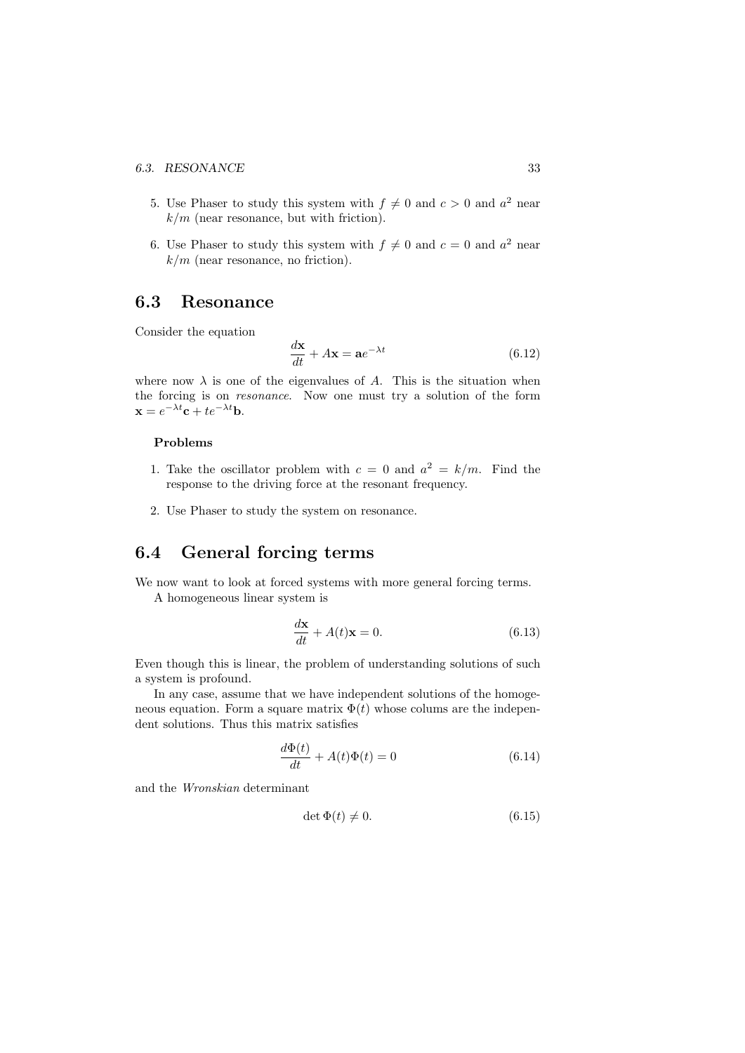5. Use Phaser to study this system with $f \neq 0$ and $c > 0$ and $a^2$ near $k/m$ (near resonance, but with friction).

6. Use Phaser to study this system with $f \neq 0$ and $c = 0$ and $a^2$ near $k/m$ (near resonance, no friction).

## 6.3 Resonance

Consider the equation

$$\frac{d\mathbf{x}}{dt} + A\mathbf{x} = \mathbf{a}e^{-\lambda t} \tag{6.12}$$

where now $\lambda$ is one of the eigenvalues of $A$. This is the situation when the forcing is on *resonance*. Now one must try a solution of the form $\mathbf{x} = e^{-\lambda t}\mathbf{c} + te^{-\lambda t}\mathbf{b}$.

**Problems**

1. Take the oscillator problem with $c = 0$ and $a^2 = k/m$. Find the response to the driving force at the resonant frequency.

2. Use Phaser to study the system on resonance.

## 6.4 General forcing terms

We now want to look at forced systems with more general forcing terms.

A homogeneous linear system is

$$\frac{d\mathbf{x}}{dt} + A(t)\mathbf{x} = 0. \tag{6.13}$$

Even though this is linear, the problem of understanding solutions of such a system is profound.

In any case, assume that we have independent solutions of the homogeneous equation. Form a square matrix $\Phi(t)$ whose colums are the independent solutions. Thus this matrix satisfies

$$\frac{d\Phi(t)}{dt} + A(t)\Phi(t) = 0 \tag{6.14}$$

and the *Wronskian* determinant

$$\det \Phi(t) \neq 0. \tag{6.15}$$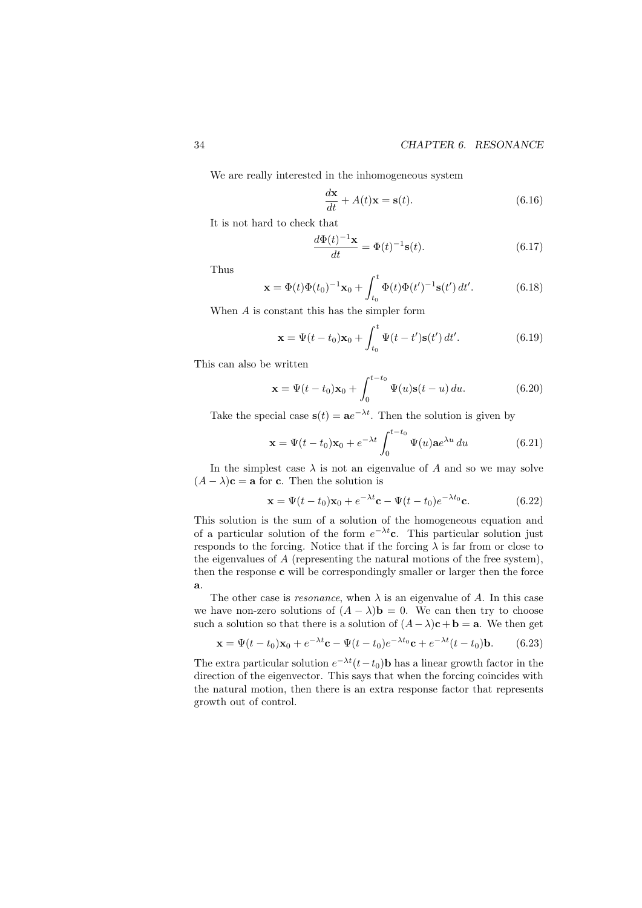We are really interested in the inhomogeneous system

$$\frac{d\mathbf{x}}{dt} + A(t)\mathbf{x} = \mathbf{s}(t). \tag{6.16}$$

It is not hard to check that

$$\frac{d\Phi(t)^{-1}\mathbf{x}}{dt} = \Phi(t)^{-1}\mathbf{s}(t). \tag{6.17}$$

Thus

$$\mathbf{x} = \Phi(t)\Phi(t_0)^{-1}\mathbf{x}_0 + \int_{t_0}^{t} \Phi(t)\Phi(t')^{-1}\mathbf{s}(t')\,dt'. \tag{6.18}$$

When $A$ is constant this has the simpler form

$$\mathbf{x} = \Psi(t - t_0)\mathbf{x}_0 + \int_{t_0}^{t} \Psi(t - t')\mathbf{s}(t')\,dt'. \tag{6.19}$$

This can also be written

$$\mathbf{x} = \Psi(t - t_0)\mathbf{x}_0 + \int_{0}^{t-t_0} \Psi(u)\mathbf{s}(t - u)\,du. \tag{6.20}$$

Take the special case $\mathbf{s}(t) = \mathbf{a}e^{-\lambda t}$. Then the solution is given by

$$\mathbf{x} = \Psi(t - t_0)\mathbf{x}_0 + e^{-\lambda t}\int_{0}^{t-t_0} \Psi(u)\mathbf{a}e^{\lambda u}\,du \tag{6.21}$$

In the simplest case $\lambda$ is not an eigenvalue of $A$ and so we may solve $(A - \lambda)\mathbf{c} = \mathbf{a}$ for $\mathbf{c}$. Then the solution is

$$\mathbf{x} = \Psi(t - t_0)\mathbf{x}_0 + e^{-\lambda t}\mathbf{c} - \Psi(t - t_0)e^{-\lambda t_0}\mathbf{c}. \tag{6.22}$$

This solution is the sum of a solution of the homogeneous equation and of a particular solution of the form $e^{-\lambda t}\mathbf{c}$. This particular solution just responds to the forcing. Notice that if the forcing $\lambda$ is far from or close to the eigenvalues of $A$ (representing the natural motions of the free system), then the response $\mathbf{c}$ will be correspondingly smaller or larger then the force $\mathbf{a}$.

The other case is *resonance*, when $\lambda$ is an eigenvalue of $A$. In this case we have non-zero solutions of $(A - \lambda)\mathbf{b} = 0$. We can then try to choose such a solution so that there is a solution of $(A - \lambda)\mathbf{c} + \mathbf{b} = \mathbf{a}$. We then get

$$\mathbf{x} = \Psi(t - t_0)\mathbf{x}_0 + e^{-\lambda t}\mathbf{c} - \Psi(t - t_0)e^{-\lambda t_0}\mathbf{c} + e^{-\lambda t}(t - t_0)\mathbf{b}. \tag{6.23}$$

The extra particular solution $e^{-\lambda t}(t - t_0)\mathbf{b}$ has a linear growth factor in the direction of the eigenvector. This says that when the forcing coincides with the natural motion, then there is an extra response factor that represents growth out of control.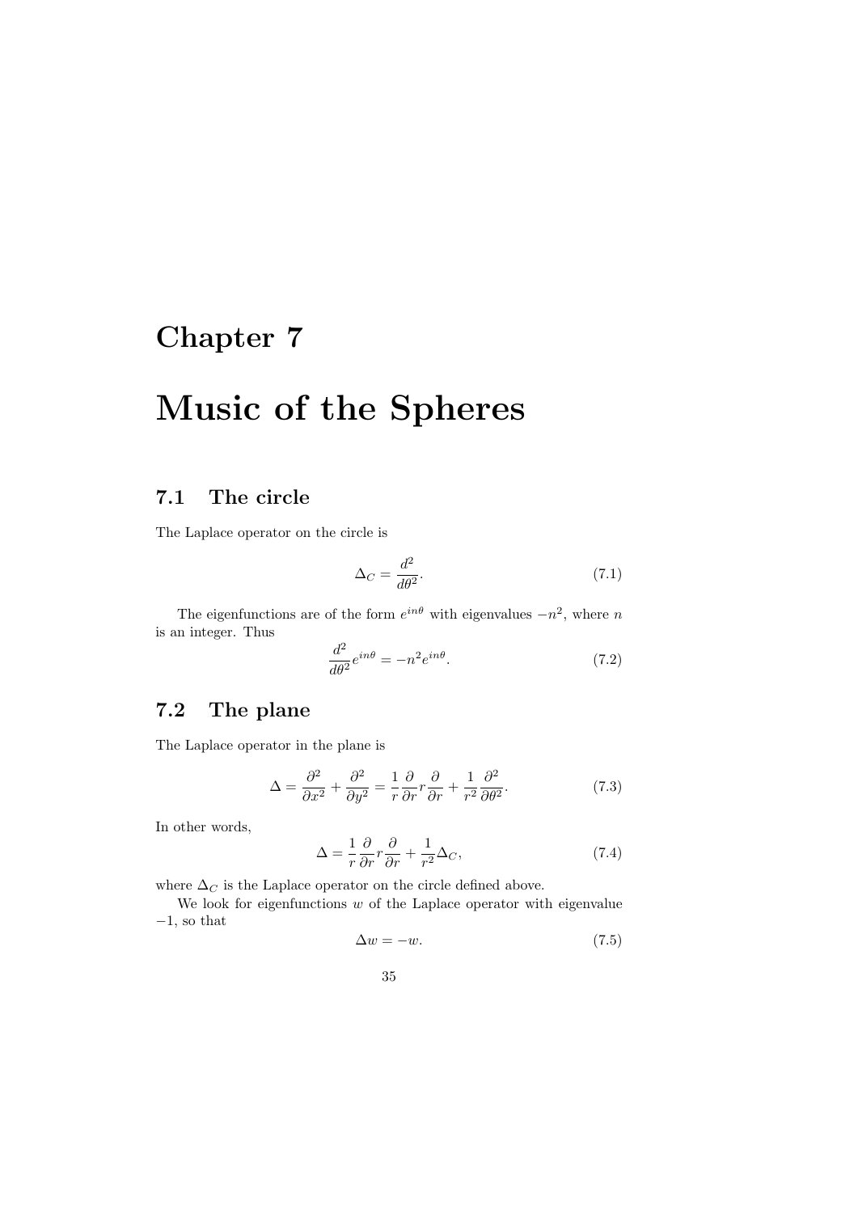# Chapter 7

# Music of the Spheres

## 7.1 The circle

The Laplace operator on the circle is

$$\Delta_C = \frac{d^2}{d\theta^2}. \tag{7.1}$$

The eigenfunctions are of the form $e^{in\theta}$ with eigenvalues $-n^2$, where $n$ is an integer. Thus

$$\frac{d^2}{d\theta^2} e^{in\theta} = -n^2 e^{in\theta}. \tag{7.2}$$

## 7.2 The plane

The Laplace operator in the plane is

$$\Delta = \frac{\partial^2}{\partial x^2} + \frac{\partial^2}{\partial y^2} = \frac{1}{r}\frac{\partial}{\partial r} r \frac{\partial}{\partial r} + \frac{1}{r^2}\frac{\partial^2}{\partial \theta^2}. \tag{7.3}$$

In other words,

$$\Delta = \frac{1}{r}\frac{\partial}{\partial r} r \frac{\partial}{\partial r} + \frac{1}{r^2}\Delta_C, \tag{7.4}$$

where $\Delta_C$ is the Laplace operator on the circle defined above.

We look for eigenfunctions $w$ of the Laplace operator with eigenvalue $-1$, so that

$$\Delta w = -w. \tag{7.5}$$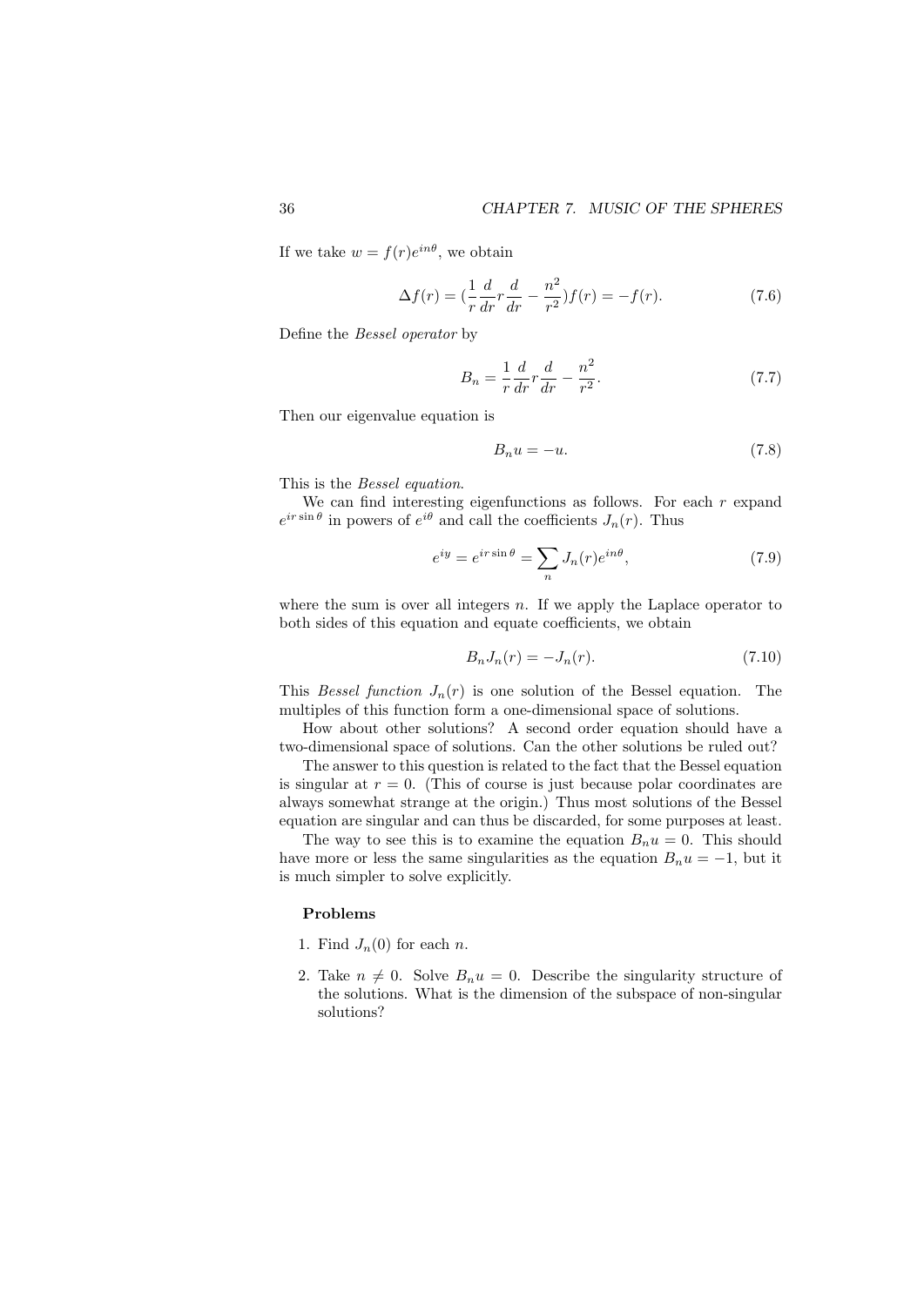If we take $w = f(r)e^{in\theta}$, we obtain

$$\Delta f(r) = (\frac{1}{r}\frac{d}{dr}r\frac{d}{dr} - \frac{n^2}{r^2})f(r) = -f(r). \tag{7.6}$$

Define the *Bessel operator* by

$$B_n = \frac{1}{r}\frac{d}{dr}r\frac{d}{dr} - \frac{n^2}{r^2}. \tag{7.7}$$

Then our eigenvalue equation is

$$B_n u = -u. \tag{7.8}$$

This is the *Bessel equation*.

We can find interesting eigenfunctions as follows. For each $r$ expand $e^{ir\sin\theta}$ in powers of $e^{i\theta}$ and call the coefficients $J_n(r)$. Thus

$$e^{iy} = e^{ir\sin\theta} = \sum_n J_n(r)e^{in\theta}, \tag{7.9}$$

where the sum is over all integers $n$. If we apply the Laplace operator to both sides of this equation and equate coefficients, we obtain

$$B_n J_n(r) = -J_n(r). \tag{7.10}$$

This *Bessel function* $J_n(r)$ is one solution of the Bessel equation. The multiples of this function form a one-dimensional space of solutions.

How about other solutions? A second order equation should have a two-dimensional space of solutions. Can the other solutions be ruled out?

The answer to this question is related to the fact that the Bessel equation is singular at $r = 0$. (This of course is just because polar coordinates are always somewhat strange at the origin.) Thus most solutions of the Bessel equation are singular and can thus be discarded, for some purposes at least.

The way to see this is to examine the equation $B_n u = 0$. This should have more or less the same singularities as the equation $B_n u = -1$, but it is much simpler to solve explicitly.

### Problems

1. Find $J_n(0)$ for each $n$.
2. Take $n \neq 0$. Solve $B_n u = 0$. Describe the singularity structure of the solutions. What is the dimension of the subspace of non-singular solutions?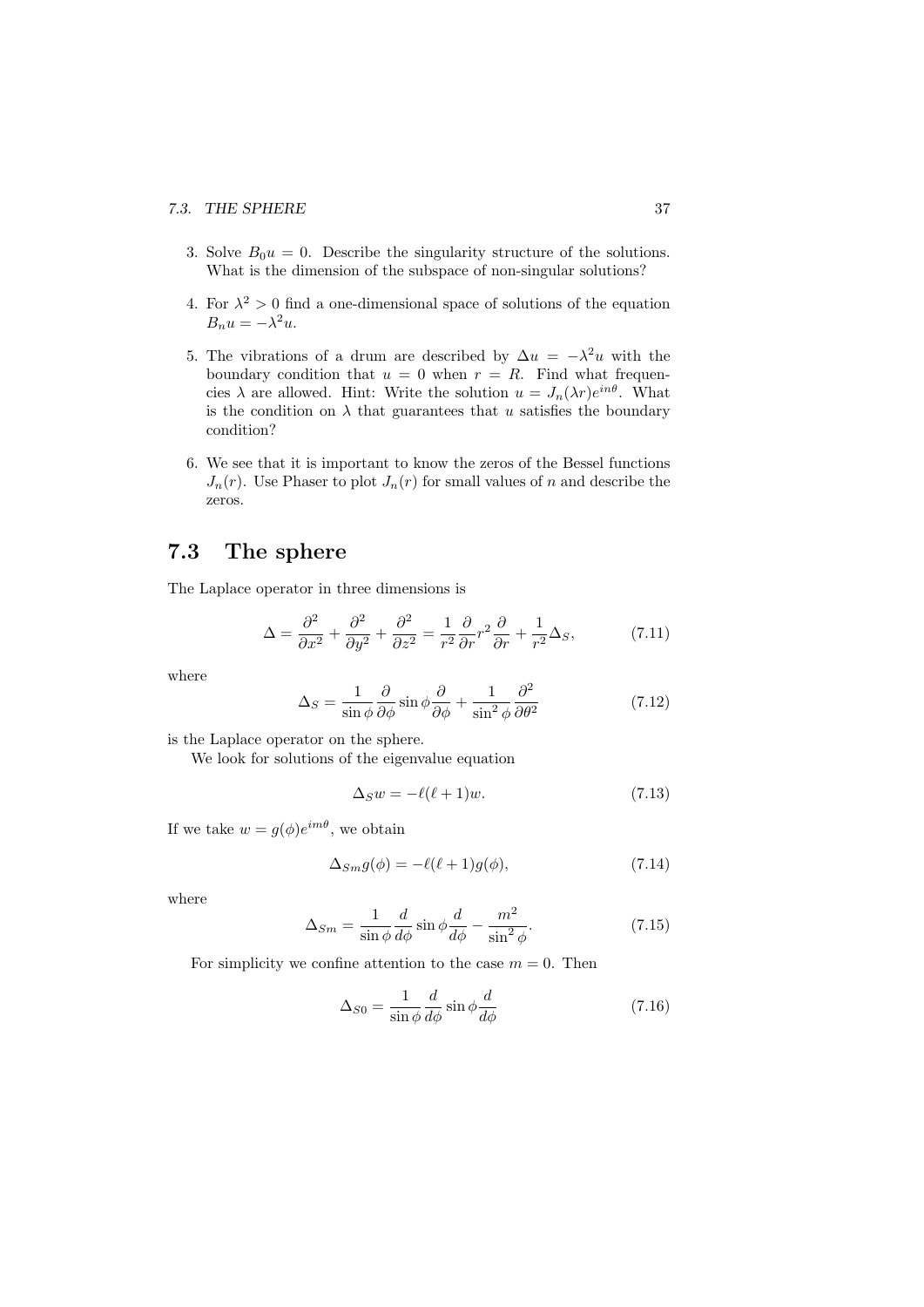3. Solve $B_0 u = 0$. Describe the singularity structure of the solutions. What is the dimension of the subspace of non-singular solutions?

4. For $\lambda^2 > 0$ find a one-dimensional space of solutions of the equation $B_n u = -\lambda^2 u$.

5. The vibrations of a drum are described by $\Delta u = -\lambda^2 u$ with the boundary condition that $u = 0$ when $r = R$. Find what frequencies $\lambda$ are allowed. Hint: Write the solution $u = J_n(\lambda r)e^{in\theta}$. What is the condition on $\lambda$ that guarantees that $u$ satisfies the boundary condition?

6. We see that it is important to know the zeros of the Bessel functions $J_n(r)$. Use Phaser to plot $J_n(r)$ for small values of $n$ and describe the zeros.

## 7.3 The sphere

The Laplace operator in three dimensions is

$$\Delta = \frac{\partial^2}{\partial x^2} + \frac{\partial^2}{\partial y^2} + \frac{\partial^2}{\partial z^2} = \frac{1}{r^2}\frac{\partial}{\partial r}r^2\frac{\partial}{\partial r} + \frac{1}{r^2}\Delta_S, \tag{7.11}$$

where

$$\Delta_S = \frac{1}{\sin\phi}\frac{\partial}{\partial\phi}\sin\phi\frac{\partial}{\partial\phi} + \frac{1}{\sin^2\phi}\frac{\partial^2}{\partial\theta^2} \tag{7.12}$$

is the Laplace operator on the sphere.

We look for solutions of the eigenvalue equation

$$\Delta_S w = -\ell(\ell+1)w. \tag{7.13}$$

If we take $w = g(\phi)e^{im\theta}$, we obtain

$$\Delta_{Sm} g(\phi) = -\ell(\ell+1)g(\phi), \tag{7.14}$$

where

$$\Delta_{Sm} = \frac{1}{\sin\phi}\frac{d}{d\phi}\sin\phi\frac{d}{d\phi} - \frac{m^2}{\sin^2\phi}. \tag{7.15}$$

For simplicity we confine attention to the case $m = 0$. Then

$$\Delta_{S0} = \frac{1}{\sin\phi}\frac{d}{d\phi}\sin\phi\frac{d}{d\phi} \tag{7.16}$$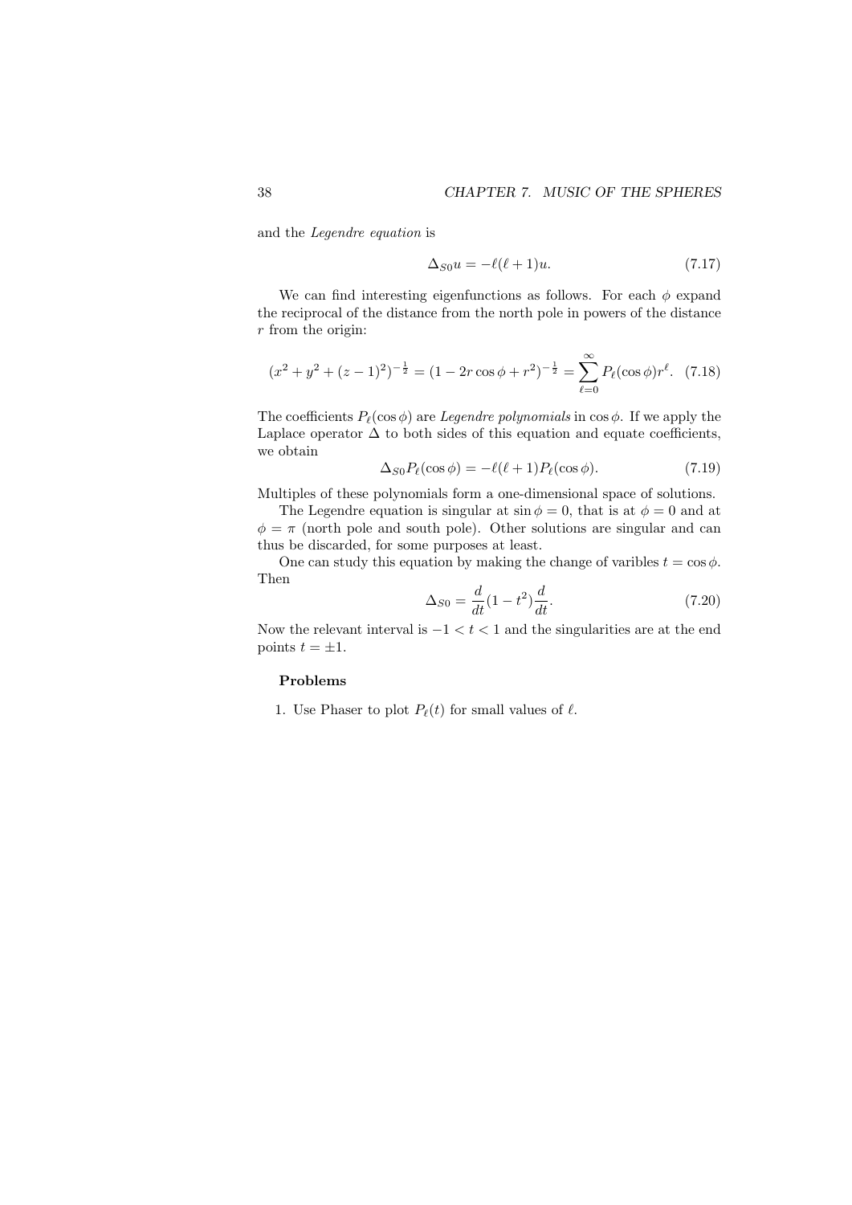and the *Legendre equation* is

$$\Delta_{S0} u = -\ell(\ell+1)u. \tag{7.17}$$

We can find interesting eigenfunctions as follows. For each $\phi$ expand the reciprocal of the distance from the north pole in powers of the distance $r$ from the origin:

$$(x^2 + y^2 + (z-1)^2)^{-\frac{1}{2}} = (1 - 2r\cos\phi + r^2)^{-\frac{1}{2}} = \sum_{\ell=0}^{\infty} P_\ell(\cos\phi) r^\ell. \tag{7.18}$$

The coefficients $P_\ell(\cos\phi)$ are *Legendre polynomials* in $\cos\phi$. If we apply the Laplace operator $\Delta$ to both sides of this equation and equate coefficients, we obtain

$$\Delta_{S0} P_\ell(\cos\phi) = -\ell(\ell+1) P_\ell(\cos\phi). \tag{7.19}$$

Multiples of these polynomials form a one-dimensional space of solutions.

The Legendre equation is singular at $\sin\phi = 0$, that is at $\phi = 0$ and at $\phi = \pi$ (north pole and south pole). Other solutions are singular and can thus be discarded, for some purposes at least.

One can study this equation by making the change of varibles $t = \cos\phi$. Then

$$\Delta_{S0} = \frac{d}{dt}(1 - t^2)\frac{d}{dt}. \tag{7.20}$$

Now the relevant interval is $-1 < t < 1$ and the singularities are at the end points $t = \pm 1$.

### Problems

1. Use Phaser to plot $P_\ell(t)$ for small values of $\ell$.